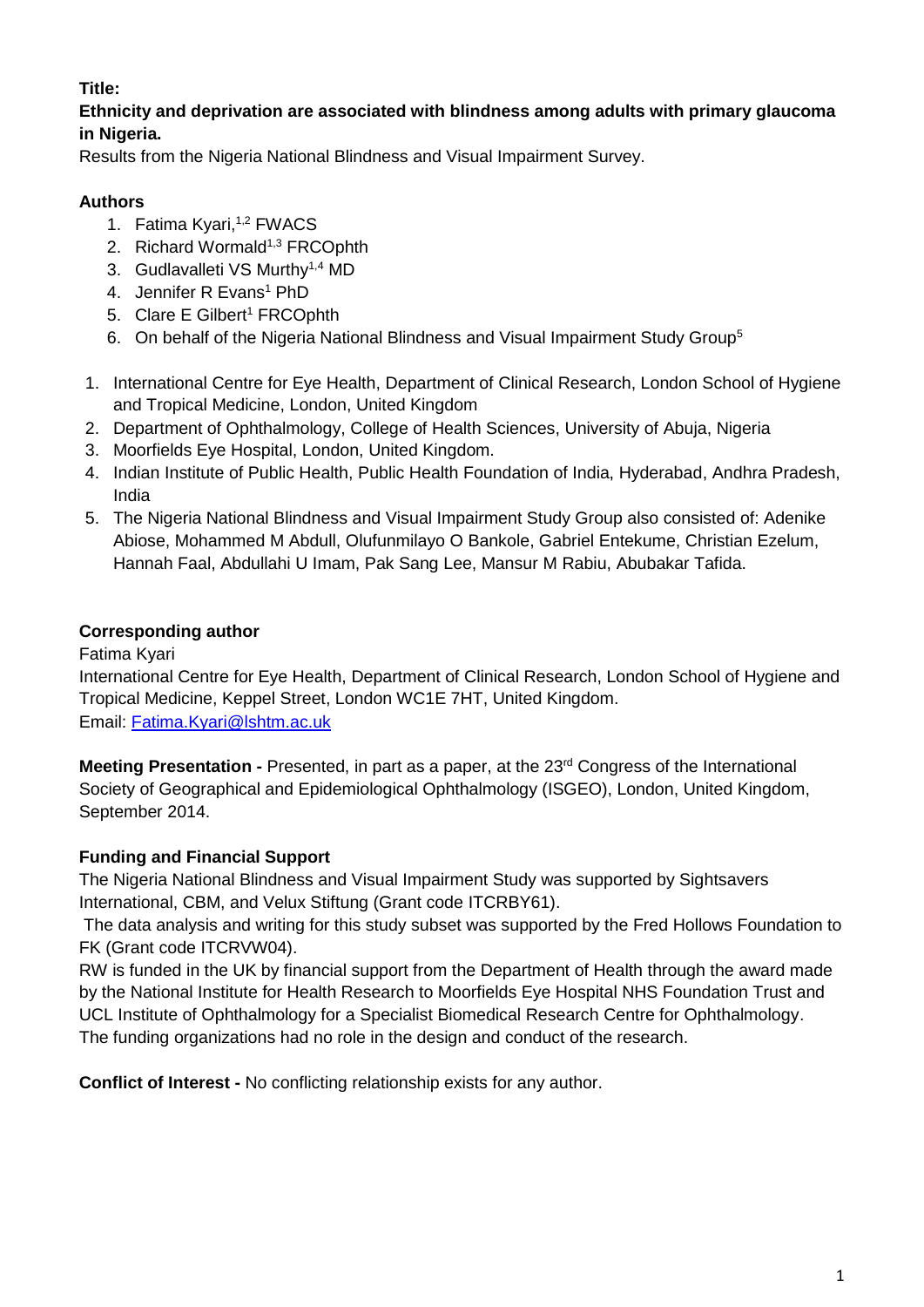**Title:**

**Ethnicity and deprivation are associated with blindness among adults with primary glaucoma in Nigeria.**

Results from the Nigeria National Blindness and Visual Impairment Survey.

**Authors**

1. Fatima Kyari,[1,2] FWACS
2. Richard Wormald[1,3] FRCOphth
3. Gudlavalleti VS Murthy[1,4] MD
4. Jennifer R Evans[1] PhD
5. Clare E Gilbert[1] FRCOphth
6. On behalf of the Nigeria National Blindness and Visual Impairment Study Group[5]

1. International Centre for Eye Health, Department of Clinical Research, London School of Hygiene and Tropical Medicine, London, United Kingdom
2. Department of Ophthalmology, College of Health Sciences, University of Abuja, Nigeria
3. Moorfields Eye Hospital, London, United Kingdom.
4. Indian Institute of Public Health, Public Health Foundation of India, Hyderabad, Andhra Pradesh, India
5. The Nigeria National Blindness and Visual Impairment Study Group also consisted of: Adenike Abiose, Mohammed M Abdull, Olufunmilayo O Bankole, Gabriel Entekume, Christian Ezelum, Hannah Faal, Abdullahi U Imam, Pak Sang Lee, Mansur M Rabiu, Abubakar Tafida.

**Corresponding author**

Fatima Kyari

International Centre for Eye Health, Department of Clinical Research, London School of Hygiene and Tropical Medicine, Keppel Street, London WC1E 7HT, United Kingdom.

Email: Fatima.Kyari@lshtm.ac.uk

**Meeting Presentation -** Presented, in part as a paper, at the 23rd Congress of the International Society of Geographical and Epidemiological Ophthalmology (ISGEO), London, United Kingdom, September 2014.

**Funding and Financial Support**

The Nigeria National Blindness and Visual Impairment Study was supported by Sightsavers International, CBM, and Velux Stiftung (Grant code ITCRBY61).

The data analysis and writing for this study subset was supported by the Fred Hollows Foundation to FK (Grant code ITCRVW04).

RW is funded in the UK by financial support from the Department of Health through the award made by the National Institute for Health Research to Moorfields Eye Hospital NHS Foundation Trust and UCL Institute of Ophthalmology for a Specialist Biomedical Research Centre for Ophthalmology. The funding organizations had no role in the design and conduct of the research.

**Conflict of Interest -** No conflicting relationship exists for any author.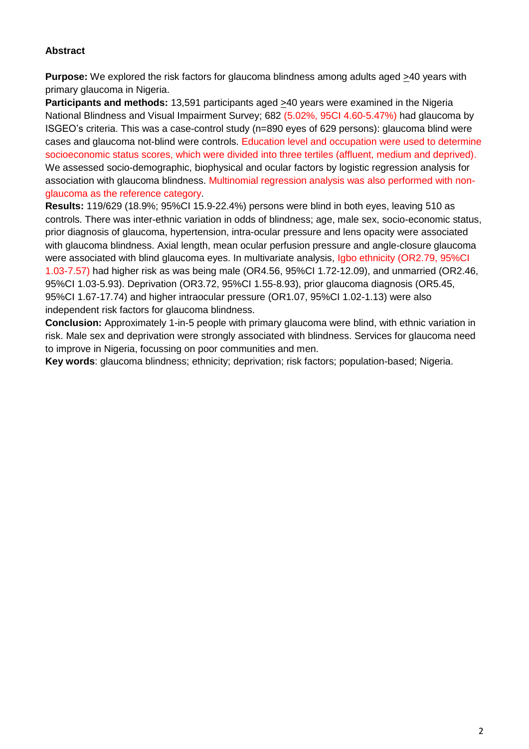## Abstract

**Purpose:** We explored the risk factors for glaucoma blindness among adults aged $\geq$40 years with primary glaucoma in Nigeria.

**Participants and methods:** 13,591 participants aged $\geq$40 years were examined in the Nigeria National Blindness and Visual Impairment Survey; 682 (5.02%, 95CI 4.60-5.47%) had glaucoma by ISGEO's criteria. This was a case-control study (n=890 eyes of 629 persons): glaucoma blind were cases and glaucoma not-blind were controls. Education level and occupation were used to determine socioeconomic status scores, which were divided into three tertiles (affluent, medium and deprived). We assessed socio-demographic, biophysical and ocular factors by logistic regression analysis for association with glaucoma blindness. Multinomial regression analysis was also performed with non-glaucoma as the reference category.

**Results:** 119/629 (18.9%; 95%CI 15.9-22.4%) persons were blind in both eyes, leaving 510 as controls. There was inter-ethnic variation in odds of blindness; age, male sex, socio-economic status, prior diagnosis of glaucoma, hypertension, intra-ocular pressure and lens opacity were associated with glaucoma blindness. Axial length, mean ocular perfusion pressure and angle-closure glaucoma were associated with blind glaucoma eyes. In multivariate analysis, Igbo ethnicity (OR2.79, 95%CI 1.03-7.57) had higher risk as was being male (OR4.56, 95%CI 1.72-12.09), and unmarried (OR2.46, 95%CI 1.03-5.93). Deprivation (OR3.72, 95%CI 1.55-8.93), prior glaucoma diagnosis (OR5.45, 95%CI 1.67-17.74) and higher intraocular pressure (OR1.07, 95%CI 1.02-1.13) were also independent risk factors for glaucoma blindness.

**Conclusion:** Approximately 1-in-5 people with primary glaucoma were blind, with ethnic variation in risk. Male sex and deprivation were strongly associated with blindness. Services for glaucoma need to improve in Nigeria, focussing on poor communities and men.

**Key words**: glaucoma blindness; ethnicity; deprivation; risk factors; population-based; Nigeria.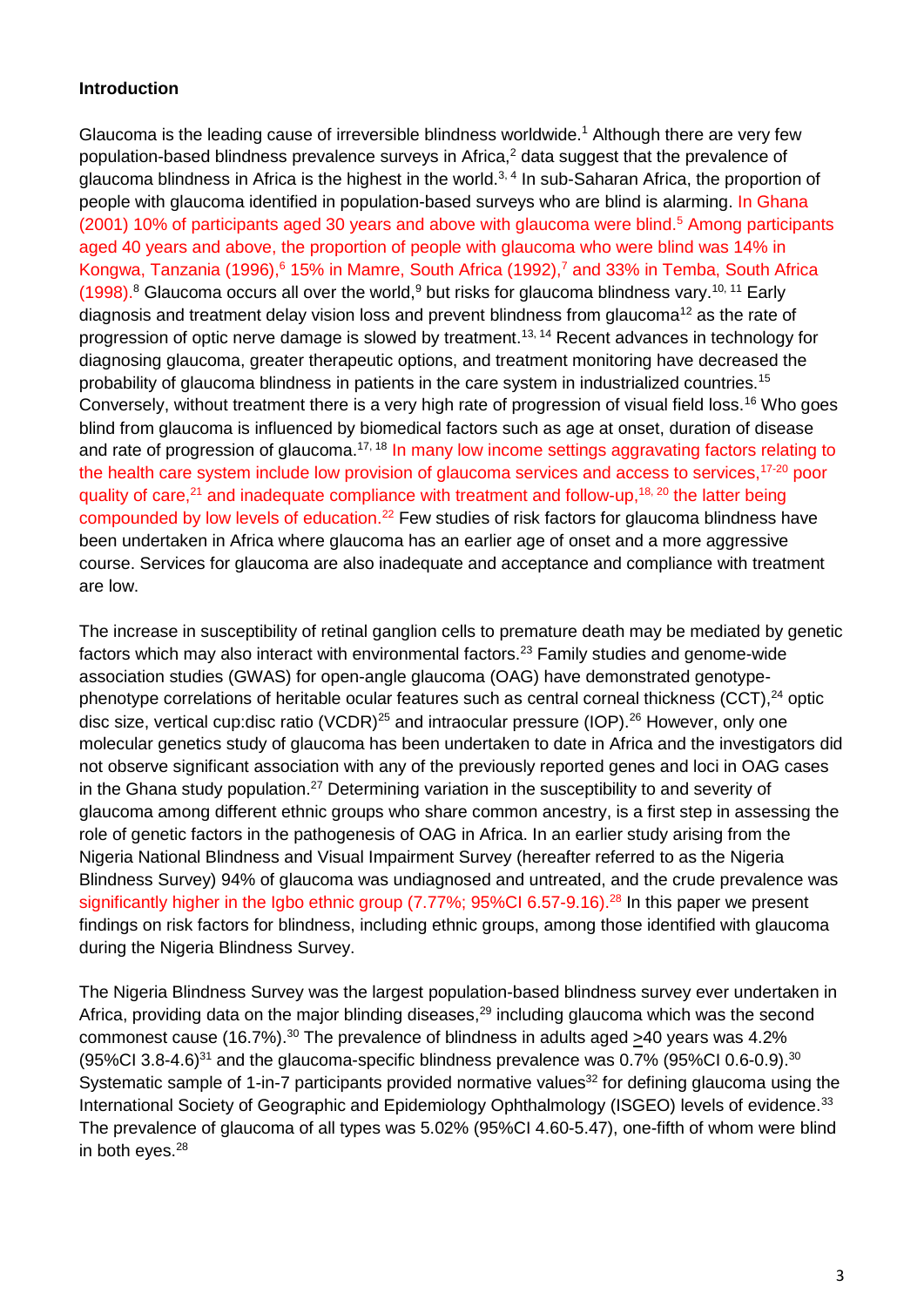## Introduction

Glaucoma is the leading cause of irreversible blindness worldwide.[1] Although there are very few population-based blindness prevalence surveys in Africa,[2] data suggest that the prevalence of glaucoma blindness in Africa is the highest in the world.[3, 4] In sub-Saharan Africa, the proportion of people with glaucoma identified in population-based surveys who are blind is alarming. In Ghana (2001) 10% of participants aged 30 years and above with glaucoma were blind.[5] Among participants aged 40 years and above, the proportion of people with glaucoma who were blind was 14% in Kongwa, Tanzania (1996),[6] 15% in Mamre, South Africa (1992),[7] and 33% in Temba, South Africa (1998).[8] Glaucoma occurs all over the world,[9] but risks for glaucoma blindness vary.[10, 11] Early diagnosis and treatment delay vision loss and prevent blindness from glaucoma[12] as the rate of progression of optic nerve damage is slowed by treatment.[13, 14] Recent advances in technology for diagnosing glaucoma, greater therapeutic options, and treatment monitoring have decreased the probability of glaucoma blindness in patients in the care system in industrialized countries.[15] Conversely, without treatment there is a very high rate of progression of visual field loss.[16] Who goes blind from glaucoma is influenced by biomedical factors such as age at onset, duration of disease and rate of progression of glaucoma.[17, 18] In many low income settings aggravating factors relating to the health care system include low provision of glaucoma services and access to services,[17-20] poor quality of care,[21] and inadequate compliance with treatment and follow-up,[18, 20] the latter being compounded by low levels of education.[22] Few studies of risk factors for glaucoma blindness have been undertaken in Africa where glaucoma has an earlier age of onset and a more aggressive course. Services for glaucoma are also inadequate and acceptance and compliance with treatment are low.

The increase in susceptibility of retinal ganglion cells to premature death may be mediated by genetic factors which may also interact with environmental factors.[23] Family studies and genome-wide association studies (GWAS) for open-angle glaucoma (OAG) have demonstrated genotype-phenotype correlations of heritable ocular features such as central corneal thickness (CCT),[24] optic disc size, vertical cup:disc ratio (VCDR)[25] and intraocular pressure (IOP).[26] However, only one molecular genetics study of glaucoma has been undertaken to date in Africa and the investigators did not observe significant association with any of the previously reported genes and loci in OAG cases in the Ghana study population.[27] Determining variation in the susceptibility to and severity of glaucoma among different ethnic groups who share common ancestry, is a first step in assessing the role of genetic factors in the pathogenesis of OAG in Africa. In an earlier study arising from the Nigeria National Blindness and Visual Impairment Survey (hereafter referred to as the Nigeria Blindness Survey) 94% of glaucoma was undiagnosed and untreated, and the crude prevalence was significantly higher in the Igbo ethnic group (7.77%; 95%CI 6.57-9.16).[28] In this paper we present findings on risk factors for blindness, including ethnic groups, among those identified with glaucoma during the Nigeria Blindness Survey.

The Nigeria Blindness Survey was the largest population-based blindness survey ever undertaken in Africa, providing data on the major blinding diseases,[29] including glaucoma which was the second commonest cause (16.7%).[30] The prevalence of blindness in adults aged ≥40 years was 4.2% (95%CI 3.8-4.6)[31] and the glaucoma-specific blindness prevalence was 0.7% (95%CI 0.6-0.9).[30] Systematic sample of 1-in-7 participants provided normative values[32] for defining glaucoma using the International Society of Geographic and Epidemiology Ophthalmology (ISGEO) levels of evidence.[33] The prevalence of glaucoma of all types was 5.02% (95%CI 4.60-5.47), one-fifth of whom were blind in both eyes.[28]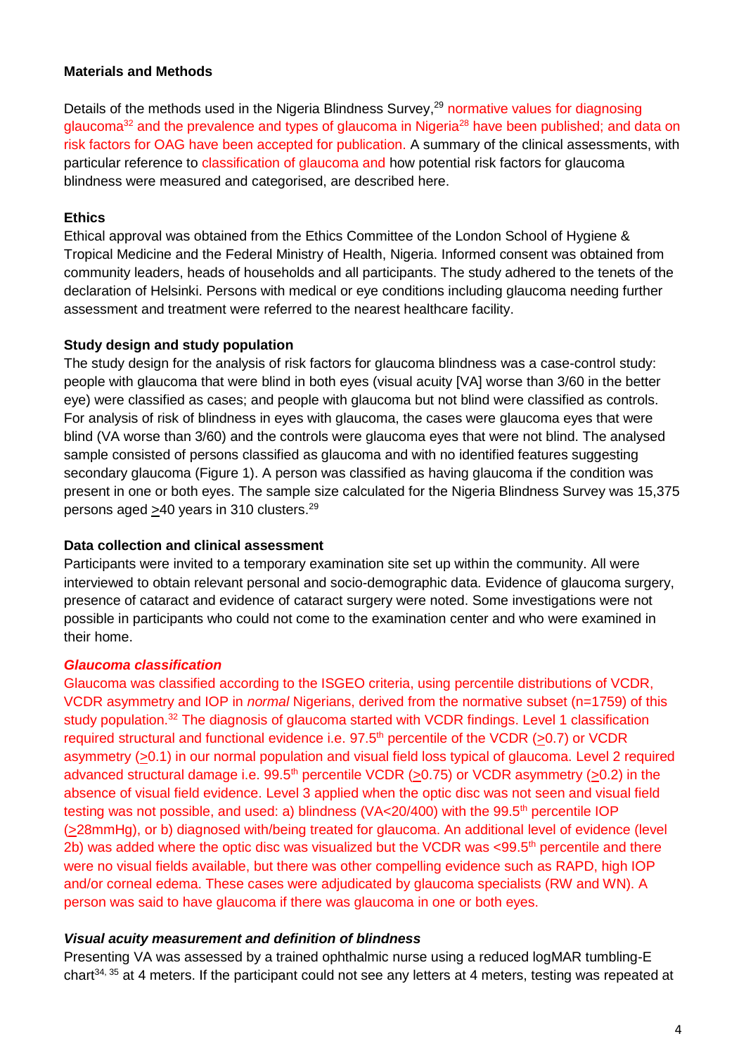**Materials and Methods**

Details of the methods used in the Nigeria Blindness Survey,[29] normative values for diagnosing glaucoma[32] and the prevalence and types of glaucoma in Nigeria[28] have been published; and data on risk factors for OAG have been accepted for publication. A summary of the clinical assessments, with particular reference to classification of glaucoma and how potential risk factors for glaucoma blindness were measured and categorised, are described here.

**Ethics**

Ethical approval was obtained from the Ethics Committee of the London School of Hygiene & Tropical Medicine and the Federal Ministry of Health, Nigeria. Informed consent was obtained from community leaders, heads of households and all participants. The study adhered to the tenets of the declaration of Helsinki. Persons with medical or eye conditions including glaucoma needing further assessment and treatment were referred to the nearest healthcare facility.

**Study design and study population**

The study design for the analysis of risk factors for glaucoma blindness was a case-control study: people with glaucoma that were blind in both eyes (visual acuity [VA] worse than 3/60 in the better eye) were classified as cases; and people with glaucoma but not blind were classified as controls. For analysis of risk of blindness in eyes with glaucoma, the cases were glaucoma eyes that were blind (VA worse than 3/60) and the controls were glaucoma eyes that were not blind. The analysed sample consisted of persons classified as glaucoma and with no identified features suggesting secondary glaucoma (Figure 1). A person was classified as having glaucoma if the condition was present in one or both eyes. The sample size calculated for the Nigeria Blindness Survey was 15,375 persons aged $\geq$40 years in 310 clusters.[29]

**Data collection and clinical assessment**

Participants were invited to a temporary examination site set up within the community. All were interviewed to obtain relevant personal and socio-demographic data. Evidence of glaucoma surgery, presence of cataract and evidence of cataract surgery were noted. Some investigations were not possible in participants who could not come to the examination center and who were examined in their home.

***Glaucoma classification***

Glaucoma was classified according to the ISGEO criteria, using percentile distributions of VCDR, VCDR asymmetry and IOP in *normal* Nigerians, derived from the normative subset (n=1759) of this study population.[32] The diagnosis of glaucoma started with VCDR findings. Level 1 classification required structural and functional evidence i.e. 97.5th percentile of the VCDR ($\geq$0.7) or VCDR asymmetry ($\geq$0.1) in our normal population and visual field loss typical of glaucoma. Level 2 required advanced structural damage i.e. 99.5th percentile VCDR ($\geq$0.75) or VCDR asymmetry ($\geq$0.2) in the absence of visual field evidence. Level 3 applied when the optic disc was not seen and visual field testing was not possible, and used: a) blindness (VA<20/400) with the 99.5th percentile IOP ($\geq$28mmHg), or b) diagnosed with/being treated for glaucoma. An additional level of evidence (level 2b) was added where the optic disc was visualized but the VCDR was <99.5th percentile and there were no visual fields available, but there was other compelling evidence such as RAPD, high IOP and/or corneal edema. These cases were adjudicated by glaucoma specialists (RW and WN). A person was said to have glaucoma if there was glaucoma in one or both eyes.

***Visual acuity measurement and definition of blindness***

Presenting VA was assessed by a trained ophthalmic nurse using a reduced logMAR tumbling-E chart[34, 35] at 4 meters. If the participant could not see any letters at 4 meters, testing was repeated at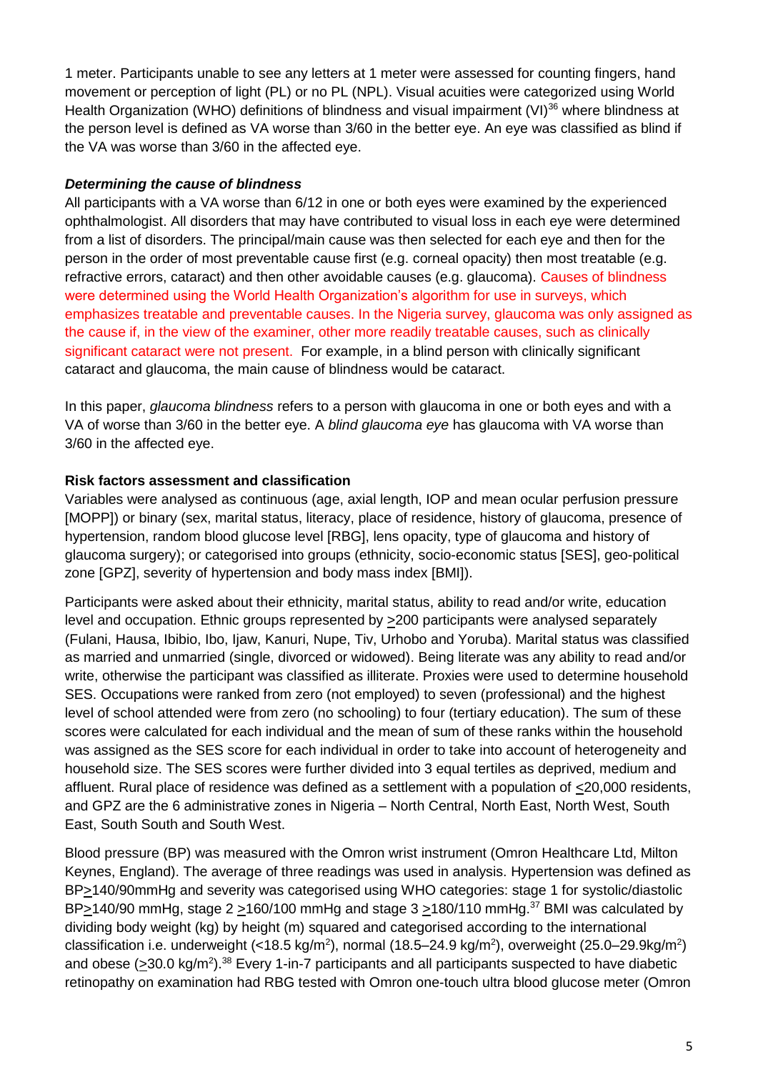1 meter. Participants unable to see any letters at 1 meter were assessed for counting fingers, hand movement or perception of light (PL) or no PL (NPL). Visual acuities were categorized using World Health Organization (WHO) definitions of blindness and visual impairment (VI)[36] where blindness at the person level is defined as VA worse than 3/60 in the better eye. An eye was classified as blind if the VA was worse than 3/60 in the affected eye.

### *Determining the cause of blindness*

All participants with a VA worse than 6/12 in one or both eyes were examined by the experienced ophthalmologist. All disorders that may have contributed to visual loss in each eye were determined from a list of disorders. The principal/main cause was then selected for each eye and then for the person in the order of most preventable cause first (e.g. corneal opacity) then most treatable (e.g. refractive errors, cataract) and then other avoidable causes (e.g. glaucoma). Causes of blindness were determined using the World Health Organization's algorithm for use in surveys, which emphasizes treatable and preventable causes. In the Nigeria survey, glaucoma was only assigned as the cause if, in the view of the examiner, other more readily treatable causes, such as clinically significant cataract were not present. For example, in a blind person with clinically significant cataract and glaucoma, the main cause of blindness would be cataract.

In this paper, *glaucoma blindness* refers to a person with glaucoma in one or both eyes and with a VA of worse than 3/60 in the better eye. A *blind glaucoma eye* has glaucoma with VA worse than 3/60 in the affected eye.

### **Risk factors assessment and classification**

Variables were analysed as continuous (age, axial length, IOP and mean ocular perfusion pressure [MOPP]) or binary (sex, marital status, literacy, place of residence, history of glaucoma, presence of hypertension, random blood glucose level [RBG], lens opacity, type of glaucoma and history of glaucoma surgery); or categorised into groups (ethnicity, socio-economic status [SES], geo-political zone [GPZ], severity of hypertension and body mass index [BMI]).

Participants were asked about their ethnicity, marital status, ability to read and/or write, education level and occupation. Ethnic groups represented by ≥200 participants were analysed separately (Fulani, Hausa, Ibibio, Ibo, Ijaw, Kanuri, Nupe, Tiv, Urhobo and Yoruba). Marital status was classified as married and unmarried (single, divorced or widowed). Being literate was any ability to read and/or write, otherwise the participant was classified as illiterate. Proxies were used to determine household SES. Occupations were ranked from zero (not employed) to seven (professional) and the highest level of school attended were from zero (no schooling) to four (tertiary education). The sum of these scores were calculated for each individual and the mean of sum of these ranks within the household was assigned as the SES score for each individual in order to take into account of heterogeneity and household size. The SES scores were further divided into 3 equal tertiles as deprived, medium and affluent. Rural place of residence was defined as a settlement with a population of ≤20,000 residents, and GPZ are the 6 administrative zones in Nigeria – North Central, North East, North West, South East, South South and South West.

Blood pressure (BP) was measured with the Omron wrist instrument (Omron Healthcare Ltd, Milton Keynes, England). The average of three readings was used in analysis. Hypertension was defined as BP≥140/90mmHg and severity was categorised using WHO categories: stage 1 for systolic/diastolic BP≥140/90 mmHg, stage 2 ≥160/100 mmHg and stage 3 ≥180/110 mmHg.[37] BMI was calculated by dividing body weight (kg) by height (m) squared and categorised according to the international classification i.e. underweight (<18.5 kg/m$^2$), normal (18.5–24.9 kg/m$^2$), overweight (25.0–29.9kg/m$^2$) and obese (≥30.0 kg/m$^2$).[38] Every 1-in-7 participants and all participants suspected to have diabetic retinopathy on examination had RBG tested with Omron one-touch ultra blood glucose meter (Omron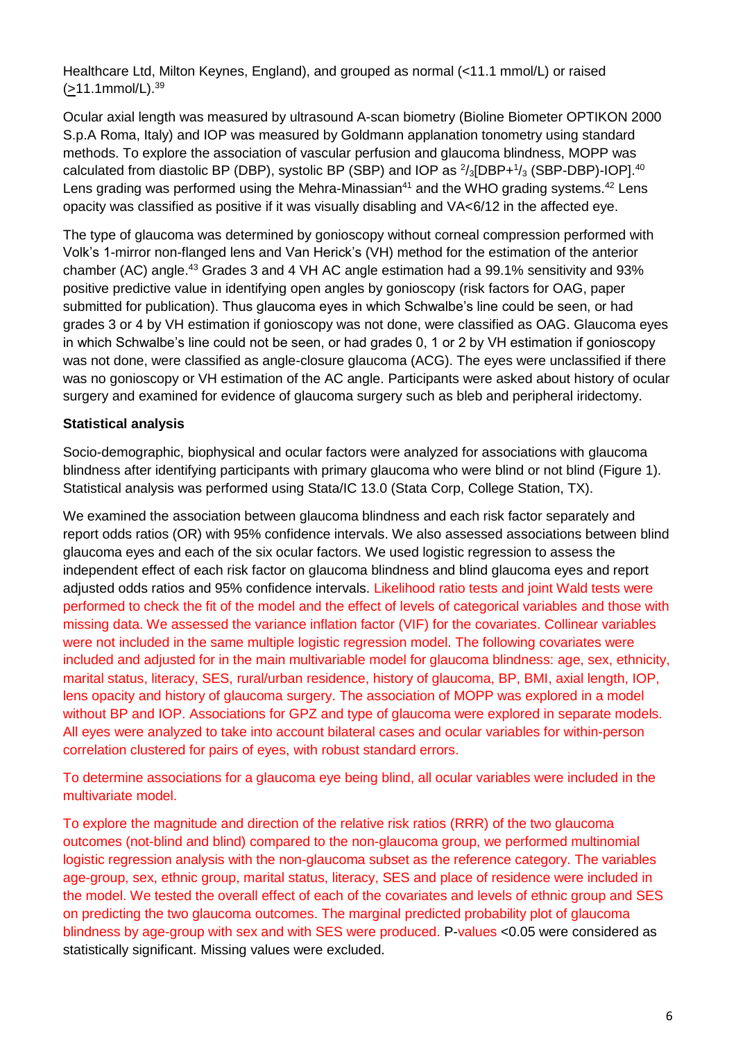Healthcare Ltd, Milton Keynes, England), and grouped as normal (<11.1 mmol/L) or raised (≥11.1mmol/L).[39]

Ocular axial length was measured by ultrasound A-scan biometry (Bioline Biometer OPTIKON 2000 S.p.A Roma, Italy) and IOP was measured by Goldmann applanation tonometry using standard methods. To explore the association of vascular perfusion and glaucoma blindness, MOPP was calculated from diastolic BP (DBP), systolic BP (SBP) and IOP as $^{2}/_{3}$[DBP+$^{1}/_{3}$ (SBP-DBP)-IOP].[40] Lens grading was performed using the Mehra-Minassian[41] and the WHO grading systems.[42] Lens opacity was classified as positive if it was visually disabling and VA<6/12 in the affected eye.

The type of glaucoma was determined by gonioscopy without corneal compression performed with Volk's 1-mirror non-flanged lens and Van Herick's (VH) method for the estimation of the anterior chamber (AC) angle.[43] Grades 3 and 4 VH AC angle estimation had a 99.1% sensitivity and 93% positive predictive value in identifying open angles by gonioscopy (risk factors for OAG, paper submitted for publication). Thus glaucoma eyes in which Schwalbe's line could be seen, or had grades 3 or 4 by VH estimation if gonioscopy was not done, were classified as OAG. Glaucoma eyes in which Schwalbe's line could not be seen, or had grades 0, 1 or 2 by VH estimation if gonioscopy was not done, were classified as angle-closure glaucoma (ACG). The eyes were unclassified if there was no gonioscopy or VH estimation of the AC angle. Participants were asked about history of ocular surgery and examined for evidence of glaucoma surgery such as bleb and peripheral iridectomy.

### Statistical analysis

Socio-demographic, biophysical and ocular factors were analyzed for associations with glaucoma blindness after identifying participants with primary glaucoma who were blind or not blind (Figure 1). Statistical analysis was performed using Stata/IC 13.0 (Stata Corp, College Station, TX).

We examined the association between glaucoma blindness and each risk factor separately and report odds ratios (OR) with 95% confidence intervals. We also assessed associations between blind glaucoma eyes and each of the six ocular factors. We used logistic regression to assess the independent effect of each risk factor on glaucoma blindness and blind glaucoma eyes and report adjusted odds ratios and 95% confidence intervals. Likelihood ratio tests and joint Wald tests were performed to check the fit of the model and the effect of levels of categorical variables and those with missing data. We assessed the variance inflation factor (VIF) for the covariates. Collinear variables were not included in the same multiple logistic regression model. The following covariates were included and adjusted for in the main multivariable model for glaucoma blindness: age, sex, ethnicity, marital status, literacy, SES, rural/urban residence, history of glaucoma, BP, BMI, axial length, IOP, lens opacity and history of glaucoma surgery. The association of MOPP was explored in a model without BP and IOP. Associations for GPZ and type of glaucoma were explored in separate models. All eyes were analyzed to take into account bilateral cases and ocular variables for within-person correlation clustered for pairs of eyes, with robust standard errors.

To determine associations for a glaucoma eye being blind, all ocular variables were included in the multivariate model.

To explore the magnitude and direction of the relative risk ratios (RRR) of the two glaucoma outcomes (not-blind and blind) compared to the non-glaucoma group, we performed multinomial logistic regression analysis with the non-glaucoma subset as the reference category. The variables age-group, sex, ethnic group, marital status, literacy, SES and place of residence were included in the model. We tested the overall effect of each of the covariates and levels of ethnic group and SES on predicting the two glaucoma outcomes. The marginal predicted probability plot of glaucoma blindness by age-group with sex and with SES were produced. P-values <0.05 were considered as statistically significant. Missing values were excluded.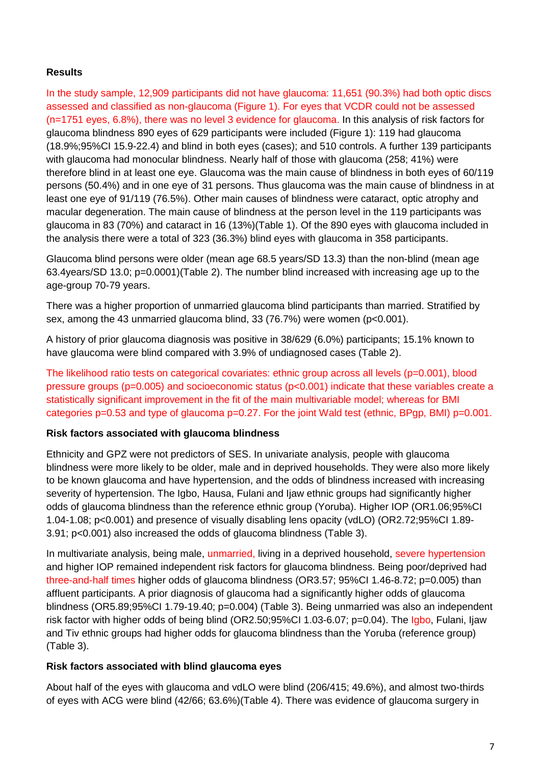**Results**

In the study sample, 12,909 participants did not have glaucoma: 11,651 (90.3%) had both optic discs assessed and classified as non-glaucoma (Figure 1). For eyes that VCDR could not be assessed (n=1751 eyes, 6.8%), there was no level 3 evidence for glaucoma. In this analysis of risk factors for glaucoma blindness 890 eyes of 629 participants were included (Figure 1): 119 had glaucoma (18.9%;95%CI 15.9-22.4) and blind in both eyes (cases); and 510 controls. A further 139 participants with glaucoma had monocular blindness. Nearly half of those with glaucoma (258; 41%) were therefore blind in at least one eye. Glaucoma was the main cause of blindness in both eyes of 60/119 persons (50.4%) and in one eye of 31 persons. Thus glaucoma was the main cause of blindness in at least one eye of 91/119 (76.5%). Other main causes of blindness were cataract, optic atrophy and macular degeneration. The main cause of blindness at the person level in the 119 participants was glaucoma in 83 (70%) and cataract in 16 (13%)(Table 1). Of the 890 eyes with glaucoma included in the analysis there were a total of 323 (36.3%) blind eyes with glaucoma in 358 participants.

Glaucoma blind persons were older (mean age 68.5 years/SD 13.3) than the non-blind (mean age 63.4years/SD 13.0; p=0.0001)(Table 2). The number blind increased with increasing age up to the age-group 70-79 years.

There was a higher proportion of unmarried glaucoma blind participants than married. Stratified by sex, among the 43 unmarried glaucoma blind, 33 (76.7%) were women (p<0.001).

A history of prior glaucoma diagnosis was positive in 38/629 (6.0%) participants; 15.1% known to have glaucoma were blind compared with 3.9% of undiagnosed cases (Table 2).

The likelihood ratio tests on categorical covariates: ethnic group across all levels (p=0.001), blood pressure groups (p=0.005) and socioeconomic status (p<0.001) indicate that these variables create a statistically significant improvement in the fit of the main multivariable model; whereas for BMI categories p=0.53 and type of glaucoma p=0.27. For the joint Wald test (ethnic, BPgp, BMI) p=0.001.

**Risk factors associated with glaucoma blindness**

Ethnicity and GPZ were not predictors of SES. In univariate analysis, people with glaucoma blindness were more likely to be older, male and in deprived households. They were also more likely to be known glaucoma and have hypertension, and the odds of blindness increased with increasing severity of hypertension. The Igbo, Hausa, Fulani and Ijaw ethnic groups had significantly higher odds of glaucoma blindness than the reference ethnic group (Yoruba). Higher IOP (OR1.06;95%CI 1.04-1.08; p<0.001) and presence of visually disabling lens opacity (vdLO) (OR2.72;95%CI 1.89-3.91; p<0.001) also increased the odds of glaucoma blindness (Table 3).

In multivariate analysis, being male, unmarried, living in a deprived household, severe hypertension and higher IOP remained independent risk factors for glaucoma blindness. Being poor/deprived had three-and-half times higher odds of glaucoma blindness (OR3.57; 95%CI 1.46-8.72; p=0.005) than affluent participants. A prior diagnosis of glaucoma had a significantly higher odds of glaucoma blindness (OR5.89;95%CI 1.79-19.40; p=0.004) (Table 3). Being unmarried was also an independent risk factor with higher odds of being blind (OR2.50;95%CI 1.03-6.07; p=0.04). The Igbo, Fulani, Ijaw and Tiv ethnic groups had higher odds for glaucoma blindness than the Yoruba (reference group) (Table 3).

**Risk factors associated with blind glaucoma eyes**

About half of the eyes with glaucoma and vdLO were blind (206/415; 49.6%), and almost two-thirds of eyes with ACG were blind (42/66; 63.6%)(Table 4). There was evidence of glaucoma surgery in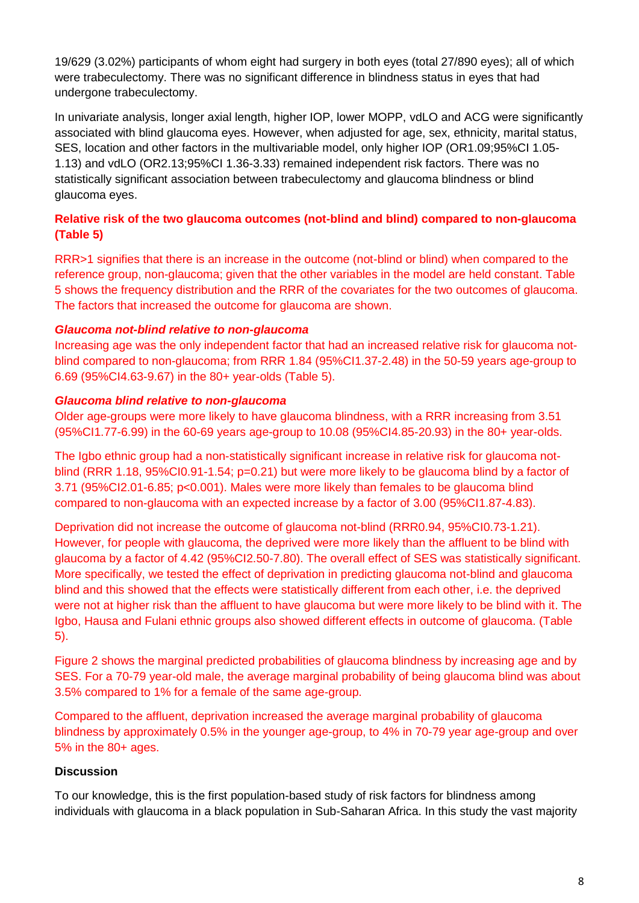19/629 (3.02%) participants of whom eight had surgery in both eyes (total 27/890 eyes); all of which were trabeculectomy. There was no significant difference in blindness status in eyes that had undergone trabeculectomy.

In univariate analysis, longer axial length, higher IOP, lower MOPP, vdLO and ACG were significantly associated with blind glaucoma eyes. However, when adjusted for age, sex, ethnicity, marital status, SES, location and other factors in the multivariable model, only higher IOP (OR1.09;95%CI 1.05-1.13) and vdLO (OR2.13;95%CI 1.36-3.33) remained independent risk factors. There was no statistically significant association between trabeculectomy and glaucoma blindness or blind glaucoma eyes.

**Relative risk of the two glaucoma outcomes (not-blind and blind) compared to non-glaucoma (Table 5)**

RRR>1 signifies that there is an increase in the outcome (not-blind or blind) when compared to the reference group, non-glaucoma; given that the other variables in the model are held constant. Table 5 shows the frequency distribution and the RRR of the covariates for the two outcomes of glaucoma. The factors that increased the outcome for glaucoma are shown.

***Glaucoma not-blind relative to non-glaucoma***

Increasing age was the only independent factor that had an increased relative risk for glaucoma not-blind compared to non-glaucoma; from RRR 1.84 (95%CI1.37-2.48) in the 50-59 years age-group to 6.69 (95%CI4.63-9.67) in the 80+ year-olds (Table 5).

***Glaucoma blind relative to non-glaucoma***

Older age-groups were more likely to have glaucoma blindness, with a RRR increasing from 3.51 (95%CI1.77-6.99) in the 60-69 years age-group to 10.08 (95%CI4.85-20.93) in the 80+ year-olds.

The Igbo ethnic group had a non-statistically significant increase in relative risk for glaucoma not-blind (RRR 1.18, 95%CI0.91-1.54; p=0.21) but were more likely to be glaucoma blind by a factor of 3.71 (95%CI2.01-6.85; p<0.001). Males were more likely than females to be glaucoma blind compared to non-glaucoma with an expected increase by a factor of 3.00 (95%CI1.87-4.83).

Deprivation did not increase the outcome of glaucoma not-blind (RRR0.94, 95%CI0.73-1.21). However, for people with glaucoma, the deprived were more likely than the affluent to be blind with glaucoma by a factor of 4.42 (95%CI2.50-7.80). The overall effect of SES was statistically significant. More specifically, we tested the effect of deprivation in predicting glaucoma not-blind and glaucoma blind and this showed that the effects were statistically different from each other, i.e. the deprived were not at higher risk than the affluent to have glaucoma but were more likely to be blind with it. The Igbo, Hausa and Fulani ethnic groups also showed different effects in outcome of glaucoma. (Table 5).

Figure 2 shows the marginal predicted probabilities of glaucoma blindness by increasing age and by SES. For a 70-79 year-old male, the average marginal probability of being glaucoma blind was about 3.5% compared to 1% for a female of the same age-group.

Compared to the affluent, deprivation increased the average marginal probability of glaucoma blindness by approximately 0.5% in the younger age-group, to 4% in 70-79 year age-group and over 5% in the 80+ ages.

## Discussion

To our knowledge, this is the first population-based study of risk factors for blindness among individuals with glaucoma in a black population in Sub-Saharan Africa. In this study the vast majority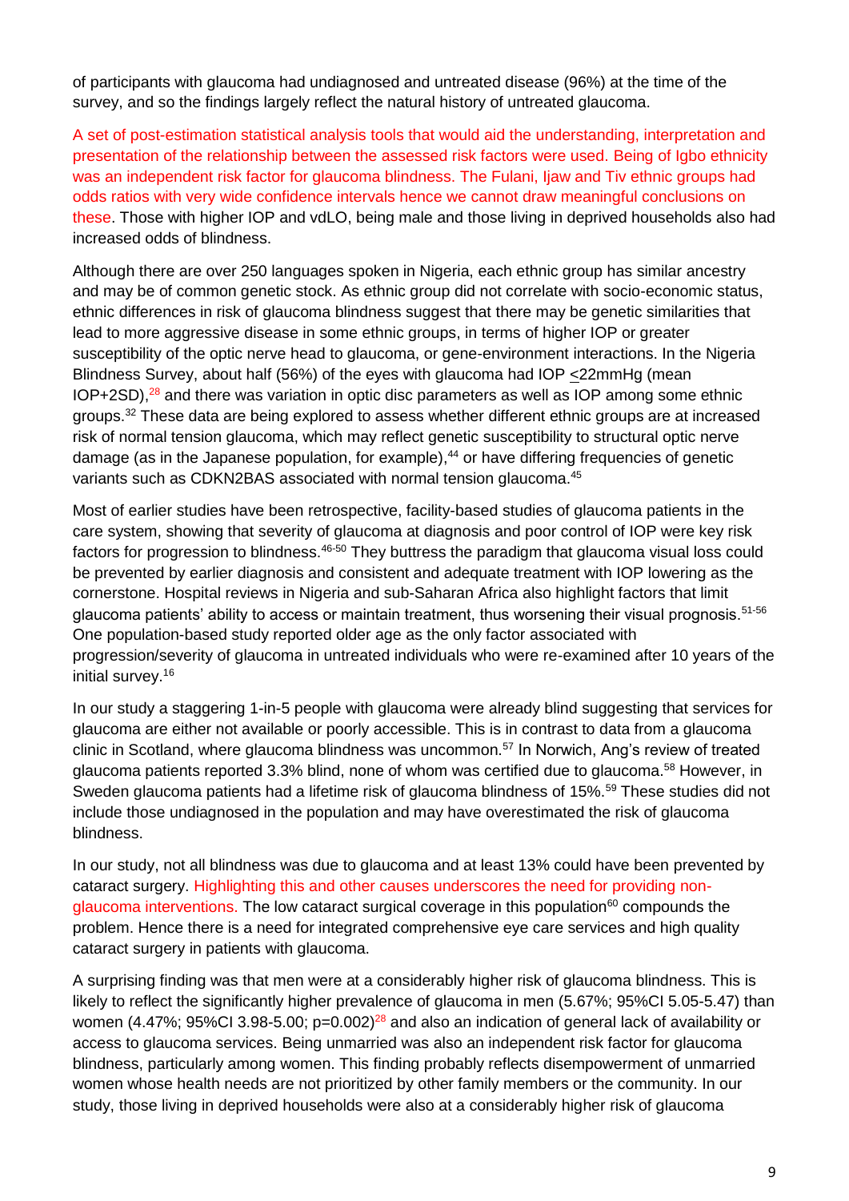of participants with glaucoma had undiagnosed and untreated disease (96%) at the time of the survey, and so the findings largely reflect the natural history of untreated glaucoma.

A set of post-estimation statistical analysis tools that would aid the understanding, interpretation and presentation of the relationship between the assessed risk factors were used. Being of Igbo ethnicity was an independent risk factor for glaucoma blindness. The Fulani, Ijaw and Tiv ethnic groups had odds ratios with very wide confidence intervals hence we cannot draw meaningful conclusions on these. Those with higher IOP and vdLO, being male and those living in deprived households also had increased odds of blindness.

Although there are over 250 languages spoken in Nigeria, each ethnic group has similar ancestry and may be of common genetic stock. As ethnic group did not correlate with socio-economic status, ethnic differences in risk of glaucoma blindness suggest that there may be genetic similarities that lead to more aggressive disease in some ethnic groups, in terms of higher IOP or greater susceptibility of the optic nerve head to glaucoma, or gene-environment interactions. In the Nigeria Blindness Survey, about half (56%) of the eyes with glaucoma had IOP $\leq$22mmHg (mean IOP+2SD),[28] and there was variation in optic disc parameters as well as IOP among some ethnic groups.[32] These data are being explored to assess whether different ethnic groups are at increased risk of normal tension glaucoma, which may reflect genetic susceptibility to structural optic nerve damage (as in the Japanese population, for example),[44] or have differing frequencies of genetic variants such as CDKN2BAS associated with normal tension glaucoma.[45]

Most of earlier studies have been retrospective, facility-based studies of glaucoma patients in the care system, showing that severity of glaucoma at diagnosis and poor control of IOP were key risk factors for progression to blindness.[46-50] They buttress the paradigm that glaucoma visual loss could be prevented by earlier diagnosis and consistent and adequate treatment with IOP lowering as the cornerstone. Hospital reviews in Nigeria and sub-Saharan Africa also highlight factors that limit glaucoma patients' ability to access or maintain treatment, thus worsening their visual prognosis.[51-56] One population-based study reported older age as the only factor associated with progression/severity of glaucoma in untreated individuals who were re-examined after 10 years of the initial survey.[16]

In our study a staggering 1-in-5 people with glaucoma were already blind suggesting that services for glaucoma are either not available or poorly accessible. This is in contrast to data from a glaucoma clinic in Scotland, where glaucoma blindness was uncommon.[57] In Norwich, Ang's review of treated glaucoma patients reported 3.3% blind, none of whom was certified due to glaucoma.[58] However, in Sweden glaucoma patients had a lifetime risk of glaucoma blindness of 15%.[59] These studies did not include those undiagnosed in the population and may have overestimated the risk of glaucoma blindness.

In our study, not all blindness was due to glaucoma and at least 13% could have been prevented by cataract surgery. Highlighting this and other causes underscores the need for providing non-glaucoma interventions. The low cataract surgical coverage in this population[60] compounds the problem. Hence there is a need for integrated comprehensive eye care services and high quality cataract surgery in patients with glaucoma.

A surprising finding was that men were at a considerably higher risk of glaucoma blindness. This is likely to reflect the significantly higher prevalence of glaucoma in men (5.67%; 95%CI 5.05-5.47) than women (4.47%; 95%CI 3.98-5.00; $p=0.002$)[28] and also an indication of general lack of availability or access to glaucoma services. Being unmarried was also an independent risk factor for glaucoma blindness, particularly among women. This finding probably reflects disempowerment of unmarried women whose health needs are not prioritized by other family members or the community. In our study, those living in deprived households were also at a considerably higher risk of glaucoma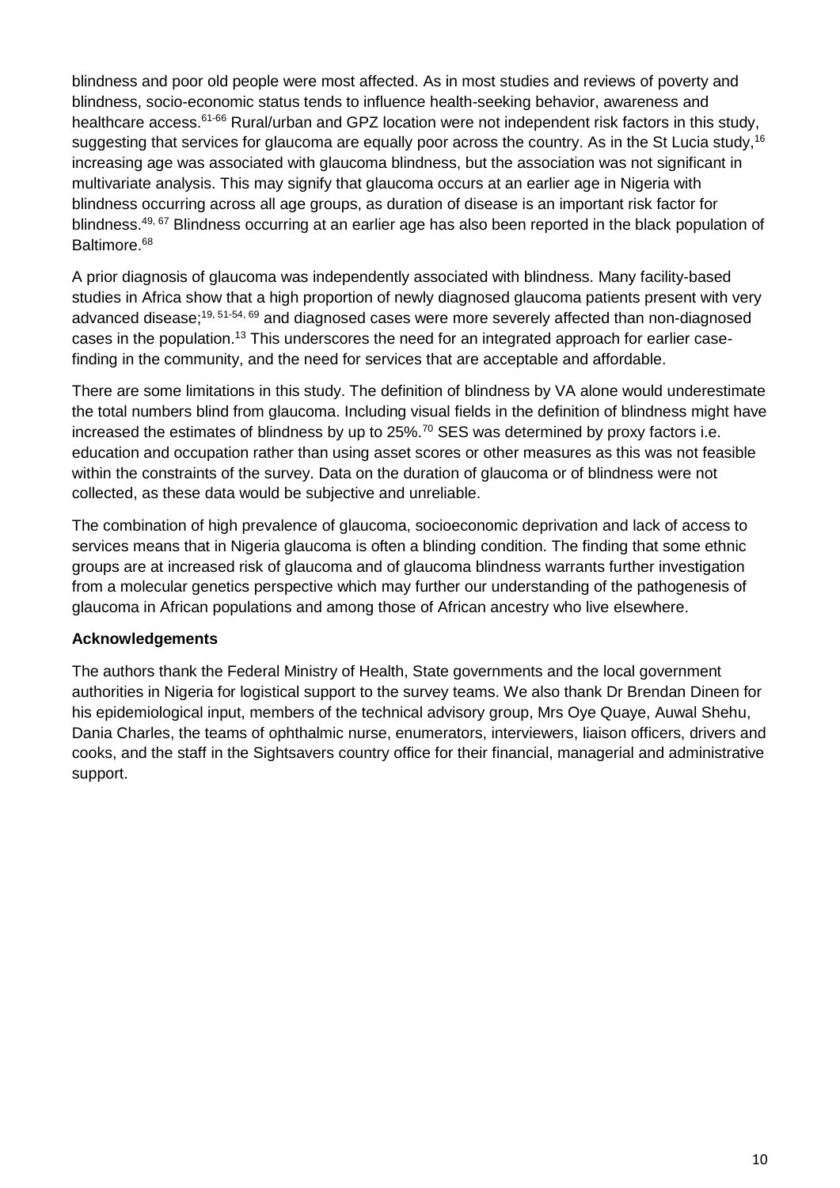blindness and poor old people were most affected. As in most studies and reviews of poverty and blindness, socio-economic status tends to influence health-seeking behavior, awareness and healthcare access.[61-66] Rural/urban and GPZ location were not independent risk factors in this study, suggesting that services for glaucoma are equally poor across the country. As in the St Lucia study,[16] increasing age was associated with glaucoma blindness, but the association was not significant in multivariate analysis. This may signify that glaucoma occurs at an earlier age in Nigeria with blindness occurring across all age groups, as duration of disease is an important risk factor for blindness.[49, 67] Blindness occurring at an earlier age has also been reported in the black population of Baltimore.[68]

A prior diagnosis of glaucoma was independently associated with blindness. Many facility-based studies in Africa show that a high proportion of newly diagnosed glaucoma patients present with very advanced disease;[19, 51-54, 69] and diagnosed cases were more severely affected than non-diagnosed cases in the population.[13] This underscores the need for an integrated approach for earlier case-finding in the community, and the need for services that are acceptable and affordable.

There are some limitations in this study. The definition of blindness by VA alone would underestimate the total numbers blind from glaucoma. Including visual fields in the definition of blindness might have increased the estimates of blindness by up to 25%.[70] SES was determined by proxy factors i.e. education and occupation rather than using asset scores or other measures as this was not feasible within the constraints of the survey. Data on the duration of glaucoma or of blindness were not collected, as these data would be subjective and unreliable.

The combination of high prevalence of glaucoma, socioeconomic deprivation and lack of access to services means that in Nigeria glaucoma is often a blinding condition. The finding that some ethnic groups are at increased risk of glaucoma and of glaucoma blindness warrants further investigation from a molecular genetics perspective which may further our understanding of the pathogenesis of glaucoma in African populations and among those of African ancestry who live elsewhere.

**Acknowledgements**

The authors thank the Federal Ministry of Health, State governments and the local government authorities in Nigeria for logistical support to the survey teams. We also thank Dr Brendan Dineen for his epidemiological input, members of the technical advisory group, Mrs Oye Quaye, Auwal Shehu, Dania Charles, the teams of ophthalmic nurse, enumerators, interviewers, liaison officers, drivers and cooks, and the staff in the Sightsavers country office for their financial, managerial and administrative support.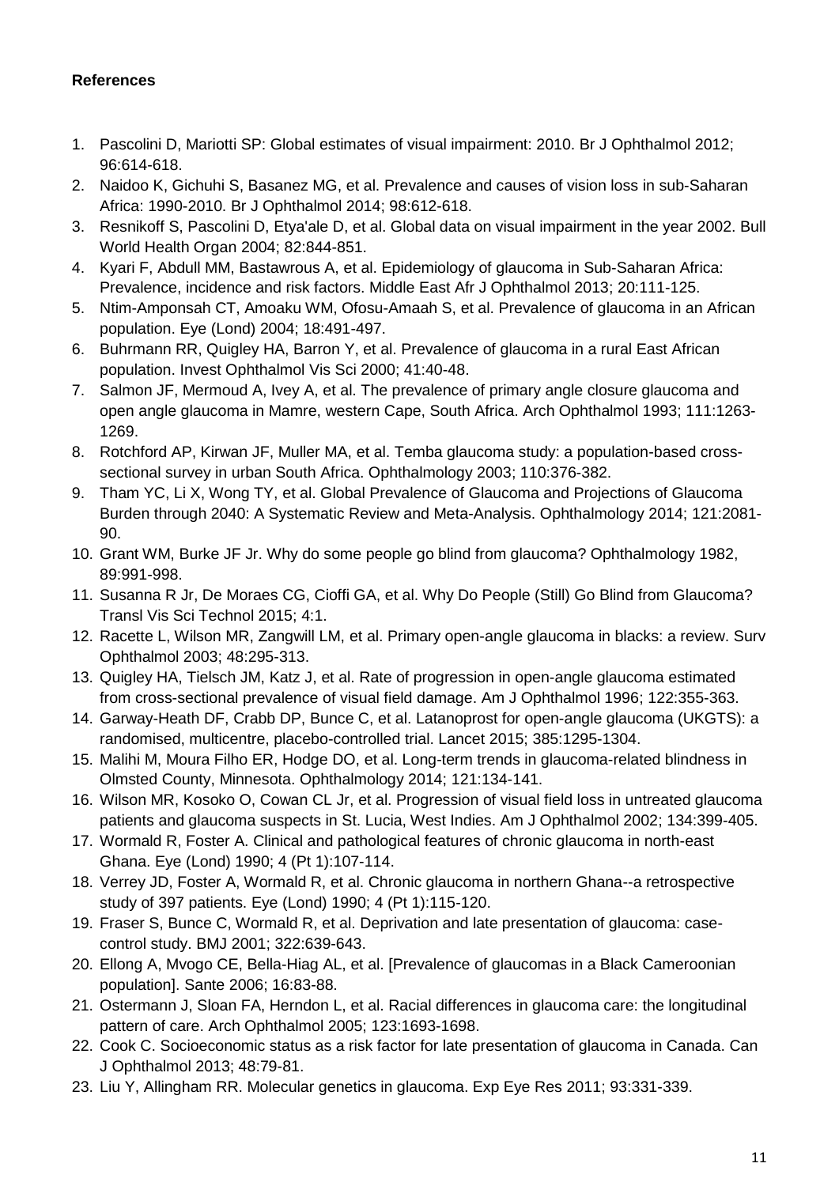**References**

1. Pascolini D, Mariotti SP: Global estimates of visual impairment: 2010. Br J Ophthalmol 2012; 96:614-618.
2. Naidoo K, Gichuhi S, Basanez MG, et al. Prevalence and causes of vision loss in sub-Saharan Africa: 1990-2010. Br J Ophthalmol 2014; 98:612-618.
3. Resnikoff S, Pascolini D, Etya'ale D, et al. Global data on visual impairment in the year 2002. Bull World Health Organ 2004; 82:844-851.
4. Kyari F, Abdull MM, Bastawrous A, et al. Epidemiology of glaucoma in Sub-Saharan Africa: Prevalence, incidence and risk factors. Middle East Afr J Ophthalmol 2013; 20:111-125.
5. Ntim-Amponsah CT, Amoaku WM, Ofosu-Amaah S, et al. Prevalence of glaucoma in an African population. Eye (Lond) 2004; 18:491-497.
6. Buhrmann RR, Quigley HA, Barron Y, et al. Prevalence of glaucoma in a rural East African population. Invest Ophthalmol Vis Sci 2000; 41:40-48.
7. Salmon JF, Mermoud A, Ivey A, et al. The prevalence of primary angle closure glaucoma and open angle glaucoma in Mamre, western Cape, South Africa. Arch Ophthalmol 1993; 111:1263-1269.
8. Rotchford AP, Kirwan JF, Muller MA, et al. Temba glaucoma study: a population-based cross-sectional survey in urban South Africa. Ophthalmology 2003; 110:376-382.
9. Tham YC, Li X, Wong TY, et al. Global Prevalence of Glaucoma and Projections of Glaucoma Burden through 2040: A Systematic Review and Meta-Analysis. Ophthalmology 2014; 121:2081-90.
10. Grant WM, Burke JF Jr. Why do some people go blind from glaucoma? Ophthalmology 1982, 89:991-998.
11. Susanna R Jr, De Moraes CG, Cioffi GA, et al. Why Do People (Still) Go Blind from Glaucoma? Transl Vis Sci Technol 2015; 4:1.
12. Racette L, Wilson MR, Zangwill LM, et al. Primary open-angle glaucoma in blacks: a review. Surv Ophthalmol 2003; 48:295-313.
13. Quigley HA, Tielsch JM, Katz J, et al. Rate of progression in open-angle glaucoma estimated from cross-sectional prevalence of visual field damage. Am J Ophthalmol 1996; 122:355-363.
14. Garway-Heath DF, Crabb DP, Bunce C, et al. Latanoprost for open-angle glaucoma (UKGTS): a randomised, multicentre, placebo-controlled trial. Lancet 2015; 385:1295-1304.
15. Malihi M, Moura Filho ER, Hodge DO, et al. Long-term trends in glaucoma-related blindness in Olmsted County, Minnesota. Ophthalmology 2014; 121:134-141.
16. Wilson MR, Kosoko O, Cowan CL Jr, et al. Progression of visual field loss in untreated glaucoma patients and glaucoma suspects in St. Lucia, West Indies. Am J Ophthalmol 2002; 134:399-405.
17. Wormald R, Foster A. Clinical and pathological features of chronic glaucoma in north-east Ghana. Eye (Lond) 1990; 4 (Pt 1):107-114.
18. Verrey JD, Foster A, Wormald R, et al. Chronic glaucoma in northern Ghana--a retrospective study of 397 patients. Eye (Lond) 1990; 4 (Pt 1):115-120.
19. Fraser S, Bunce C, Wormald R, et al. Deprivation and late presentation of glaucoma: case-control study. BMJ 2001; 322:639-643.
20. Ellong A, Mvogo CE, Bella-Hiag AL, et al. [Prevalence of glaucomas in a Black Cameroonian population]. Sante 2006; 16:83-88.
21. Ostermann J, Sloan FA, Herndon L, et al. Racial differences in glaucoma care: the longitudinal pattern of care. Arch Ophthalmol 2005; 123:1693-1698.
22. Cook C. Socioeconomic status as a risk factor for late presentation of glaucoma in Canada. Can J Ophthalmol 2013; 48:79-81.
23. Liu Y, Allingham RR. Molecular genetics in glaucoma. Exp Eye Res 2011; 93:331-339.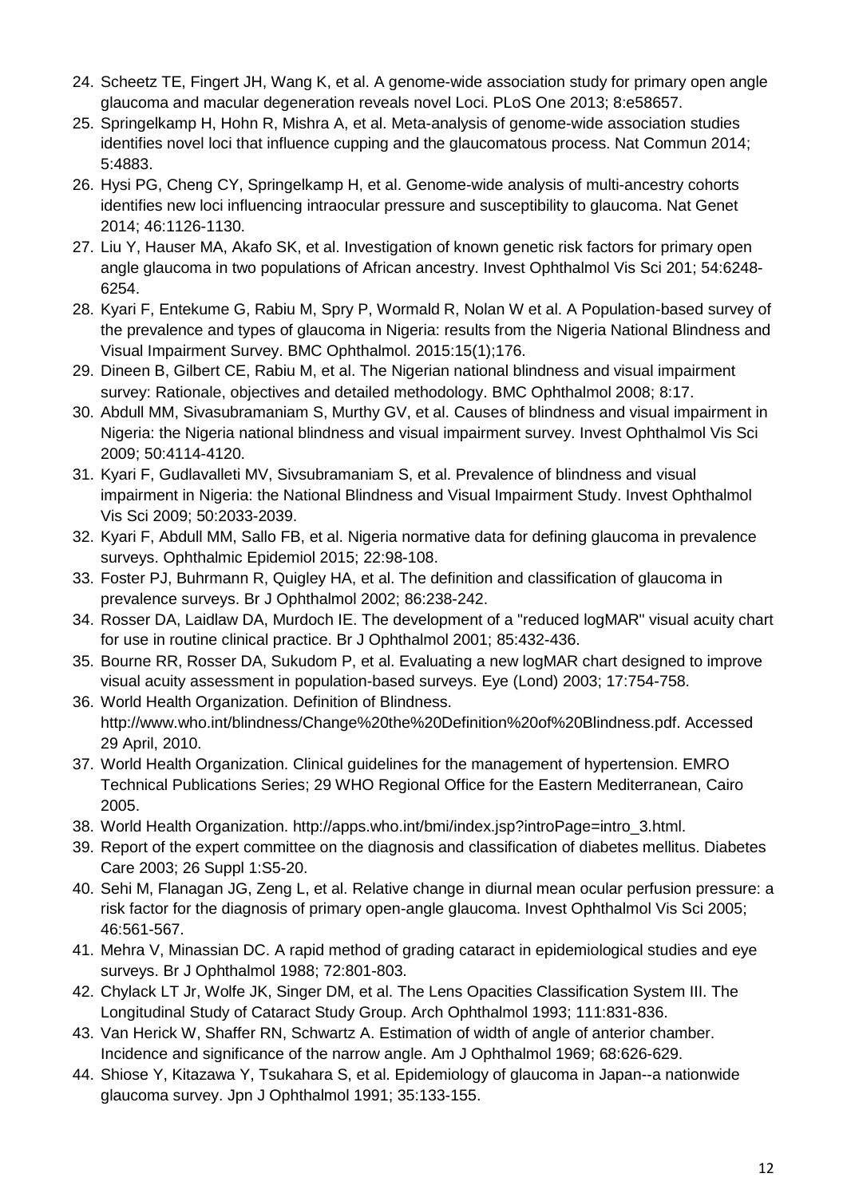24. Scheetz TE, Fingert JH, Wang K, et al. A genome-wide association study for primary open angle glaucoma and macular degeneration reveals novel Loci. PLoS One 2013; 8:e58657.
25. Springelkamp H, Hohn R, Mishra A, et al. Meta-analysis of genome-wide association studies identifies novel loci that influence cupping and the glaucomatous process. Nat Commun 2014; 5:4883.
26. Hysi PG, Cheng CY, Springelkamp H, et al. Genome-wide analysis of multi-ancestry cohorts identifies new loci influencing intraocular pressure and susceptibility to glaucoma. Nat Genet 2014; 46:1126-1130.
27. Liu Y, Hauser MA, Akafo SK, et al. Investigation of known genetic risk factors for primary open angle glaucoma in two populations of African ancestry. Invest Ophthalmol Vis Sci 201; 54:6248-6254.
28. Kyari F, Entekume G, Rabiu M, Spry P, Wormald R, Nolan W et al. A Population-based survey of the prevalence and types of glaucoma in Nigeria: results from the Nigeria National Blindness and Visual Impairment Survey. BMC Ophthalmol. 2015:15(1);176.
29. Dineen B, Gilbert CE, Rabiu M, et al. The Nigerian national blindness and visual impairment survey: Rationale, objectives and detailed methodology. BMC Ophthalmol 2008; 8:17.
30. Abdull MM, Sivasubramaniam S, Murthy GV, et al. Causes of blindness and visual impairment in Nigeria: the Nigeria national blindness and visual impairment survey. Invest Ophthalmol Vis Sci 2009; 50:4114-4120.
31. Kyari F, Gudlavalleti MV, Sivsubramaniam S, et al. Prevalence of blindness and visual impairment in Nigeria: the National Blindness and Visual Impairment Study. Invest Ophthalmol Vis Sci 2009; 50:2033-2039.
32. Kyari F, Abdull MM, Sallo FB, et al. Nigeria normative data for defining glaucoma in prevalence surveys. Ophthalmic Epidemiol 2015; 22:98-108.
33. Foster PJ, Buhrmann R, Quigley HA, et al. The definition and classification of glaucoma in prevalence surveys. Br J Ophthalmol 2002; 86:238-242.
34. Rosser DA, Laidlaw DA, Murdoch IE. The development of a "reduced logMAR" visual acuity chart for use in routine clinical practice. Br J Ophthalmol 2001; 85:432-436.
35. Bourne RR, Rosser DA, Sukudom P, et al. Evaluating a new logMAR chart designed to improve visual acuity assessment in population-based surveys. Eye (Lond) 2003; 17:754-758.
36. World Health Organization. Definition of Blindness. http://www.who.int/blindness/Change%20the%20Definition%20of%20Blindness.pdf. Accessed 29 April, 2010.
37. World Health Organization. Clinical guidelines for the management of hypertension. EMRO Technical Publications Series; 29 WHO Regional Office for the Eastern Mediterranean, Cairo 2005.
38. World Health Organization. http://apps.who.int/bmi/index.jsp?introPage=intro_3.html.
39. Report of the expert committee on the diagnosis and classification of diabetes mellitus. Diabetes Care 2003; 26 Suppl 1:S5-20.
40. Sehi M, Flanagan JG, Zeng L, et al. Relative change in diurnal mean ocular perfusion pressure: a risk factor for the diagnosis of primary open-angle glaucoma. Invest Ophthalmol Vis Sci 2005; 46:561-567.
41. Mehra V, Minassian DC. A rapid method of grading cataract in epidemiological studies and eye surveys. Br J Ophthalmol 1988; 72:801-803.
42. Chylack LT Jr, Wolfe JK, Singer DM, et al. The Lens Opacities Classification System III. The Longitudinal Study of Cataract Study Group. Arch Ophthalmol 1993; 111:831-836.
43. Van Herick W, Shaffer RN, Schwartz A. Estimation of width of angle of anterior chamber. Incidence and significance of the narrow angle. Am J Ophthalmol 1969; 68:626-629.
44. Shiose Y, Kitazawa Y, Tsukahara S, et al. Epidemiology of glaucoma in Japan--a nationwide glaucoma survey. Jpn J Ophthalmol 1991; 35:133-155.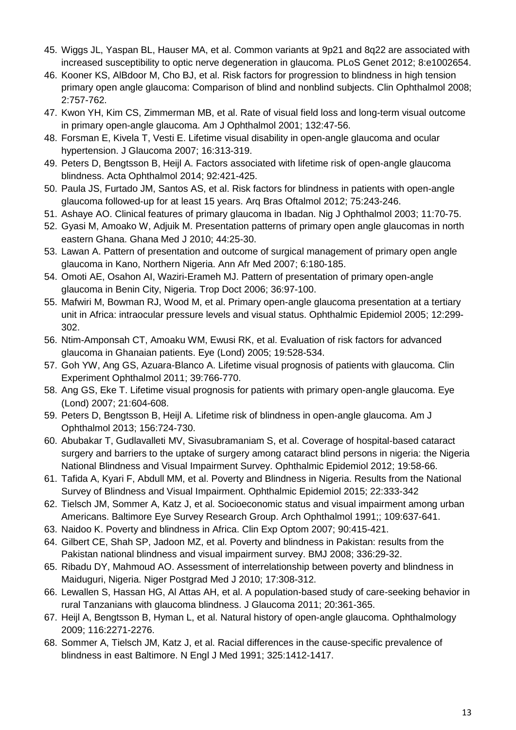45. Wiggs JL, Yaspan BL, Hauser MA, et al. Common variants at 9p21 and 8q22 are associated with increased susceptibility to optic nerve degeneration in glaucoma. PLoS Genet 2012; 8:e1002654.
46. Kooner KS, AlBdoor M, Cho BJ, et al. Risk factors for progression to blindness in high tension primary open angle glaucoma: Comparison of blind and nonblind subjects. Clin Ophthalmol 2008; 2:757-762.
47. Kwon YH, Kim CS, Zimmerman MB, et al. Rate of visual field loss and long-term visual outcome in primary open-angle glaucoma. Am J Ophthalmol 2001; 132:47-56.
48. Forsman E, Kivela T, Vesti E. Lifetime visual disability in open-angle glaucoma and ocular hypertension. J Glaucoma 2007; 16:313-319.
49. Peters D, Bengtsson B, Heijl A. Factors associated with lifetime risk of open-angle glaucoma blindness. Acta Ophthalmol 2014; 92:421-425.
50. Paula JS, Furtado JM, Santos AS, et al. Risk factors for blindness in patients with open-angle glaucoma followed-up for at least 15 years. Arq Bras Oftalmol 2012; 75:243-246.
51. Ashaye AO. Clinical features of primary glaucoma in Ibadan. Nig J Ophthalmol 2003; 11:70-75.
52. Gyasi M, Amoako W, Adjuik M. Presentation patterns of primary open angle glaucomas in north eastern Ghana. Ghana Med J 2010; 44:25-30.
53. Lawan A. Pattern of presentation and outcome of surgical management of primary open angle glaucoma in Kano, Northern Nigeria. Ann Afr Med 2007; 6:180-185.
54. Omoti AE, Osahon AI, Waziri-Erameh MJ. Pattern of presentation of primary open-angle glaucoma in Benin City, Nigeria. Trop Doct 2006; 36:97-100.
55. Mafwiri M, Bowman RJ, Wood M, et al. Primary open-angle glaucoma presentation at a tertiary unit in Africa: intraocular pressure levels and visual status. Ophthalmic Epidemiol 2005; 12:299-302.
56. Ntim-Amponsah CT, Amoaku WM, Ewusi RK, et al. Evaluation of risk factors for advanced glaucoma in Ghanaian patients. Eye (Lond) 2005; 19:528-534.
57. Goh YW, Ang GS, Azuara-Blanco A. Lifetime visual prognosis of patients with glaucoma. Clin Experiment Ophthalmol 2011; 39:766-770.
58. Ang GS, Eke T. Lifetime visual prognosis for patients with primary open-angle glaucoma. Eye (Lond) 2007; 21:604-608.
59. Peters D, Bengtsson B, Heijl A. Lifetime risk of blindness in open-angle glaucoma. Am J Ophthalmol 2013; 156:724-730.
60. Abubakar T, Gudlavalleti MV, Sivasubramaniam S, et al. Coverage of hospital-based cataract surgery and barriers to the uptake of surgery among cataract blind persons in nigeria: the Nigeria National Blindness and Visual Impairment Survey. Ophthalmic Epidemiol 2012; 19:58-66.
61. Tafida A, Kyari F, Abdull MM, et al. Poverty and Blindness in Nigeria. Results from the National Survey of Blindness and Visual Impairment. Ophthalmic Epidemiol 2015; 22:333-342
62. Tielsch JM, Sommer A, Katz J, et al. Socioeconomic status and visual impairment among urban Americans. Baltimore Eye Survey Research Group. Arch Ophthalmol 1991;; 109:637-641.
63. Naidoo K. Poverty and blindness in Africa. Clin Exp Optom 2007; 90:415-421.
64. Gilbert CE, Shah SP, Jadoon MZ, et al. Poverty and blindness in Pakistan: results from the Pakistan national blindness and visual impairment survey. BMJ 2008; 336:29-32.
65. Ribadu DY, Mahmoud AO. Assessment of interrelationship between poverty and blindness in Maiduguri, Nigeria. Niger Postgrad Med J 2010; 17:308-312.
66. Lewallen S, Hassan HG, Al Attas AH, et al. A population-based study of care-seeking behavior in rural Tanzanians with glaucoma blindness. J Glaucoma 2011; 20:361-365.
67. Heijl A, Bengtsson B, Hyman L, et al. Natural history of open-angle glaucoma. Ophthalmology 2009; 116:2271-2276.
68. Sommer A, Tielsch JM, Katz J, et al. Racial differences in the cause-specific prevalence of blindness in east Baltimore. N Engl J Med 1991; 325:1412-1417.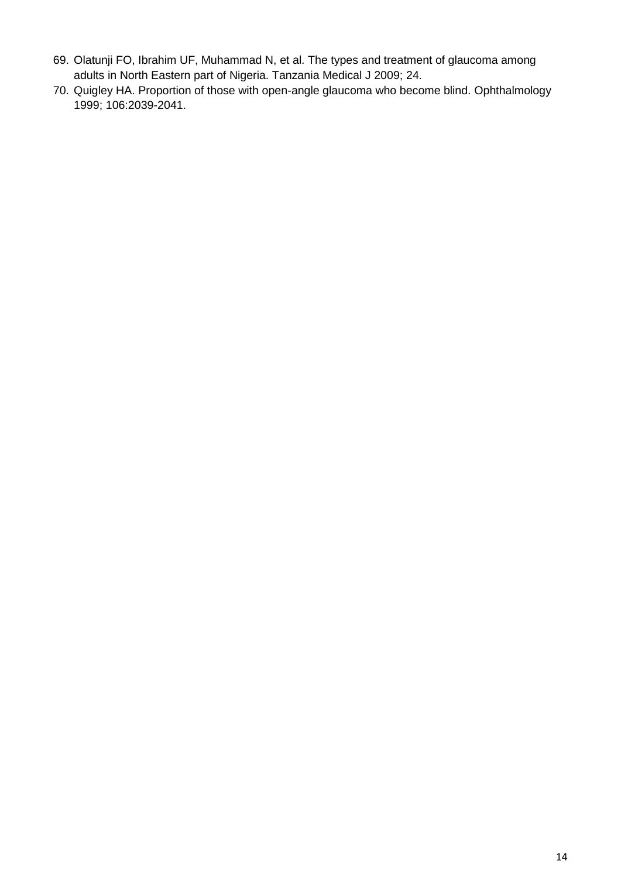69. Olatunji FO, Ibrahim UF, Muhammad N, et al. The types and treatment of glaucoma among adults in North Eastern part of Nigeria. Tanzania Medical J 2009; 24.
70. Quigley HA. Proportion of those with open-angle glaucoma who become blind. Ophthalmology 1999; 106:2039-2041.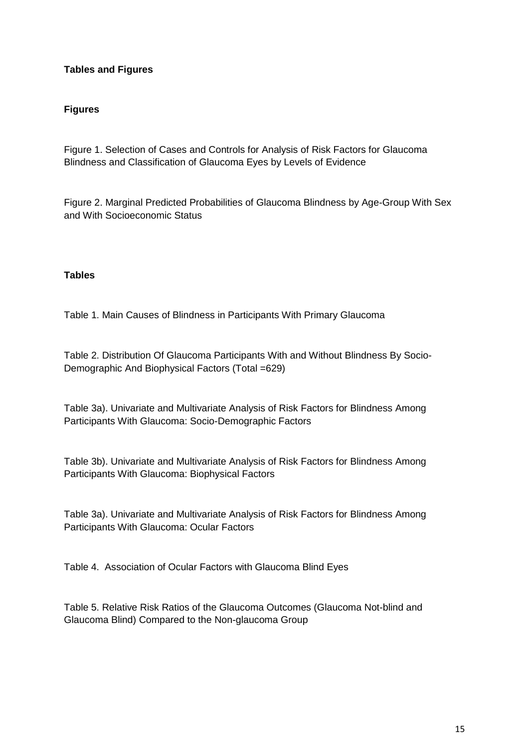## Tables and Figures

### Figures

Figure 1. Selection of Cases and Controls for Analysis of Risk Factors for Glaucoma Blindness and Classification of Glaucoma Eyes by Levels of Evidence

Figure 2. Marginal Predicted Probabilities of Glaucoma Blindness by Age-Group With Sex and With Socioeconomic Status

### Tables

Table 1. Main Causes of Blindness in Participants With Primary Glaucoma

Table 2. Distribution Of Glaucoma Participants With and Without Blindness By Socio-Demographic And Biophysical Factors (Total =629)

Table 3a). Univariate and Multivariate Analysis of Risk Factors for Blindness Among Participants With Glaucoma: Socio-Demographic Factors

Table 3b). Univariate and Multivariate Analysis of Risk Factors for Blindness Among Participants With Glaucoma: Biophysical Factors

Table 3a). Univariate and Multivariate Analysis of Risk Factors for Blindness Among Participants With Glaucoma: Ocular Factors

Table 4. Association of Ocular Factors with Glaucoma Blind Eyes

Table 5. Relative Risk Ratios of the Glaucoma Outcomes (Glaucoma Not-blind and Glaucoma Blind) Compared to the Non-glaucoma Group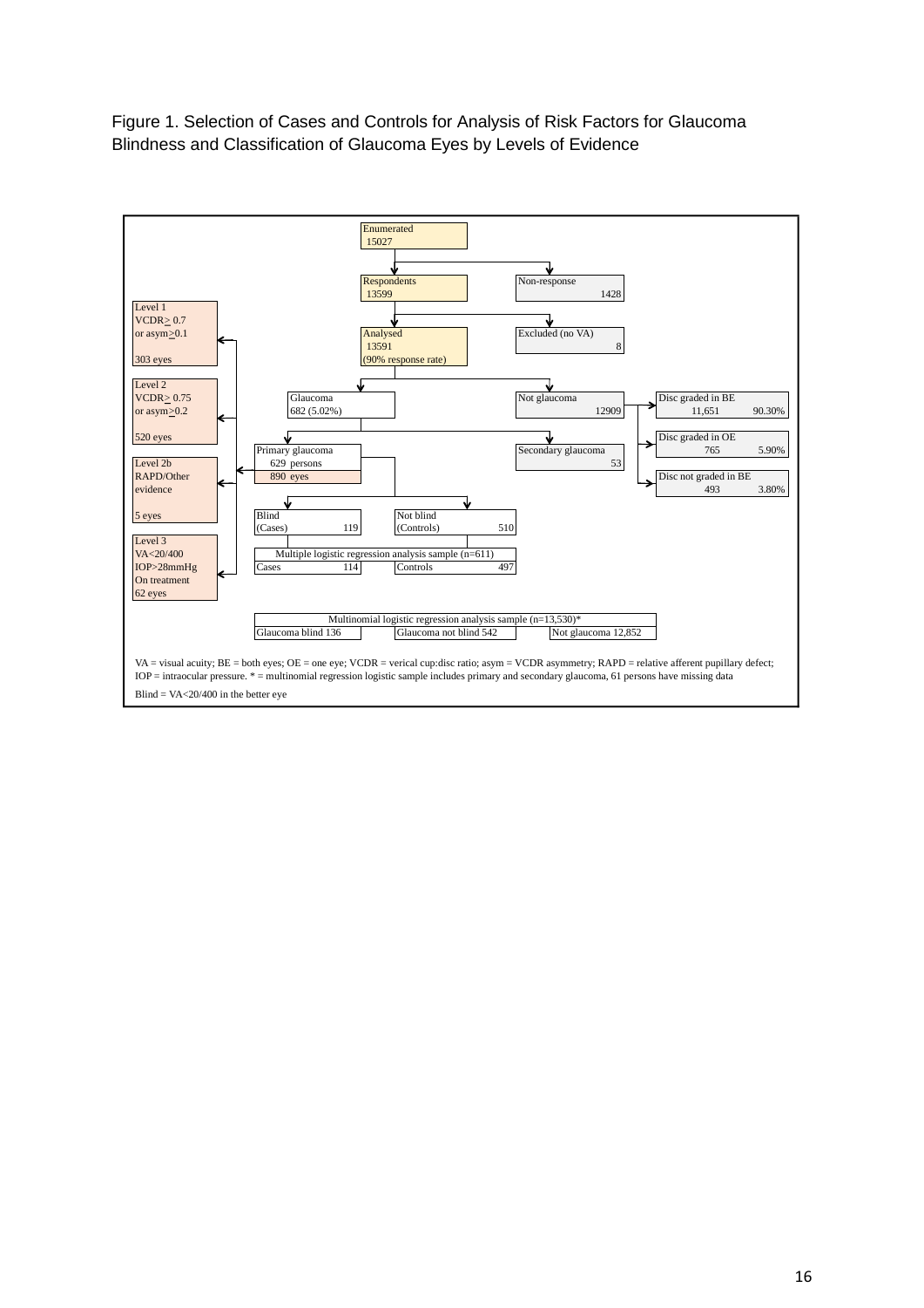Figure 1. Selection of Cases and Controls for Analysis of Risk Factors for Glaucoma Blindness and Classification of Glaucoma Eyes by Levels of Evidence

Enumerated 15027

Respondents 13599

Non-response 1428

Analysed 13591 (90% response rate)

Excluded (no VA) 8

Glaucoma 682 (5.02%)

Not glaucoma 12909

Disc graded in BE 11,651 90.30%

Disc graded in OE 765 5.90%

Disc not graded in BE 493 3.80%

Primary glaucoma 629 persons 890 eyes

Secondary glaucoma 53

Level 1 VCDR≥ 0.7 or asym≥0.1 303 eyes

Level 2 VCDR≥ 0.75 or asym≥0.2 520 eyes

Level 2b RAPD/Other evidence 5 eyes

Level 3 VA<20/400 IOP>28mmHg On treatment 62 eyes

Blind (Cases) 119

Not blind (Controls) 510

| Multiple logistic regression analysis sample (n=611) | |
|---|---|
| Cases 114 | Controls 497 |

| Multinomial logistic regression analysis sample (n=13,530)* | | |
|---|---|---|
| Glaucoma blind 136 | Glaucoma not blind 542 | Not glaucoma 12,852 |

VA = visual acuity; BE = both eyes; OE = one eye; VCDR = verical cup:disc ratio; asym = VCDR asymmetry; RAPD = relative afferent pupillary defect; IOP = intraocular pressure. * = multinomial regression logistic sample includes primary and secondary glaucoma, 61 persons have missing data

Blind = VA<20/400 in the better eye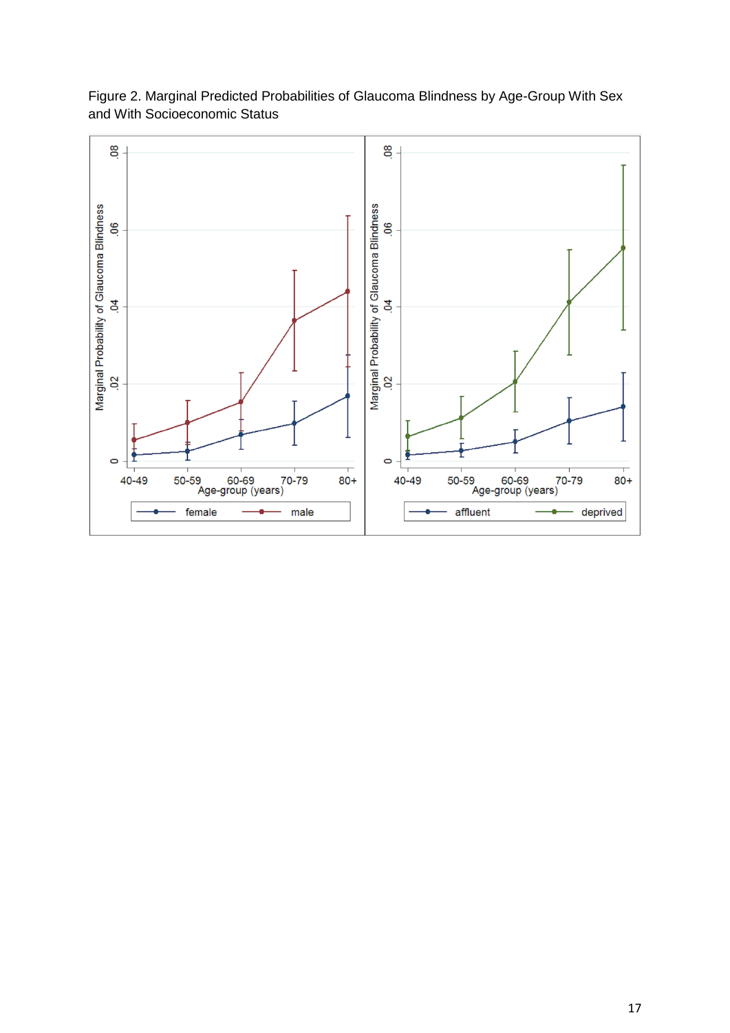Figure 2. Marginal Predicted Probabilities of Glaucoma Blindness by Age-Group With Sex and With Socioeconomic Status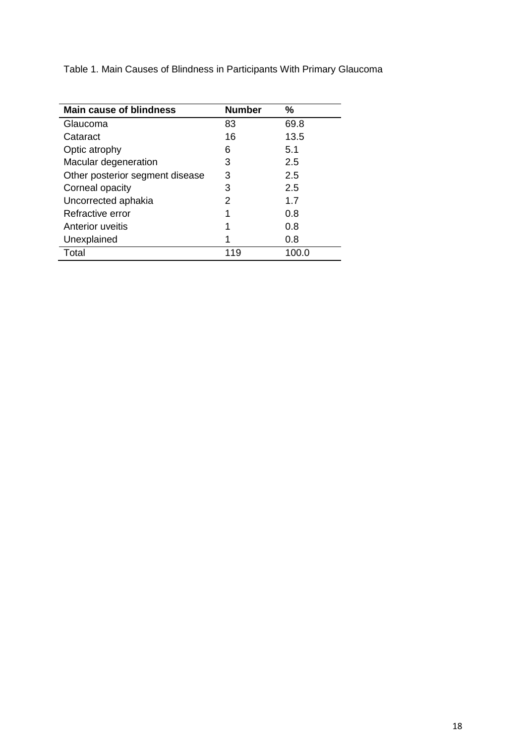Table 1. Main Causes of Blindness in Participants With Primary Glaucoma

| **Main cause of blindness** | **Number** | **%** |
|---|---|---|
| Glaucoma | 83 | 69.8 |
| Cataract | 16 | 13.5 |
| Optic atrophy | 6 | 5.1 |
| Macular degeneration | 3 | 2.5 |
| Other posterior segment disease | 3 | 2.5 |
| Corneal opacity | 3 | 2.5 |
| Uncorrected aphakia | 2 | 1.7 |
| Refractive error | 1 | 0.8 |
| Anterior uveitis | 1 | 0.8 |
| Unexplained | 1 | 0.8 |
| Total | 119 | 100.0 |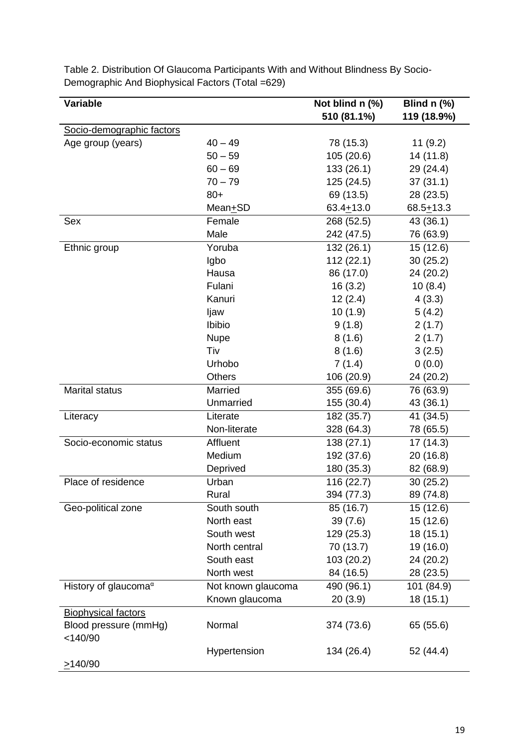Table 2. Distribution Of Glaucoma Participants With and Without Blindness By Socio-Demographic And Biophysical Factors (Total =629)

| Variable | | Not blind n (%) 510 (81.1%) | Blind n (%) 119 (18.9%) |
|---|---|---|---|
| Socio-demographic factors | | | |
| Age group (years) | 40 – 49 | 78 (15.3) | 11 (9.2) |
| | 50 – 59 | 105 (20.6) | 14 (11.8) |
| | 60 – 69 | 133 (26.1) | 29 (24.4) |
| | 70 – 79 | 125 (24.5) | 37 (31.1) |
| | 80+ | 69 (13.5) | 28 (23.5) |
| | Mean±SD | 63.4±13.0 | 68.5±13.3 |
| Sex | Female | 268 (52.5) | 43 (36.1) |
| | Male | 242 (47.5) | 76 (63.9) |
| Ethnic group | Yoruba | 132 (26.1) | 15 (12.6) |
| | Igbo | 112 (22.1) | 30 (25.2) |
| | Hausa | 86 (17.0) | 24 (20.2) |
| | Fulani | 16 (3.2) | 10 (8.4) |
| | Kanuri | 12 (2.4) | 4 (3.3) |
| | Ijaw | 10 (1.9) | 5 (4.2) |
| | Ibibio | 9 (1.8) | 2 (1.7) |
| | Nupe | 8 (1.6) | 2 (1.7) |
| | Tiv | 8 (1.6) | 3 (2.5) |
| | Urhobo | 7 (1.4) | 0 (0.0) |
| | Others | 106 (20.9) | 24 (20.2) |
| Marital status | Married | 355 (69.6) | 76 (63.9) |
| | Unmarried | 155 (30.4) | 43 (36.1) |
| Literacy | Literate | 182 (35.7) | 41 (34.5) |
| | Non-literate | 328 (64.3) | 78 (65.5) |
| Socio-economic status | Affluent | 138 (27.1) | 17 (14.3) |
| | Medium | 192 (37.6) | 20 (16.8) |
| | Deprived | 180 (35.3) | 82 (68.9) |
| Place of residence | Urban | 116 (22.7) | 30 (25.2) |
| | Rural | 394 (77.3) | 89 (74.8) |
| Geo-political zone | South south | 85 (16.7) | 15 (12.6) |
| | North east | 39 (7.6) | 15 (12.6) |
| | South west | 129 (25.3) | 18 (15.1) |
| | North central | 70 (13.7) | 19 (16.0) |
| | South east | 103 (20.2) | 24 (20.2) |
| | North west | 84 (16.5) | 28 (23.5) |
| History of glaucoma[α] | Not known glaucoma | 490 (96.1) | 101 (84.9) |
| | Known glaucoma | 20 (3.9) | 18 (15.1) |
| Biophysical factors | | | |
| Blood pressure (mmHg) <140/90 | Normal | 374 (73.6) | 65 (55.6) |
| ≥140/90 | Hypertension | 134 (26.4) | 52 (44.4) |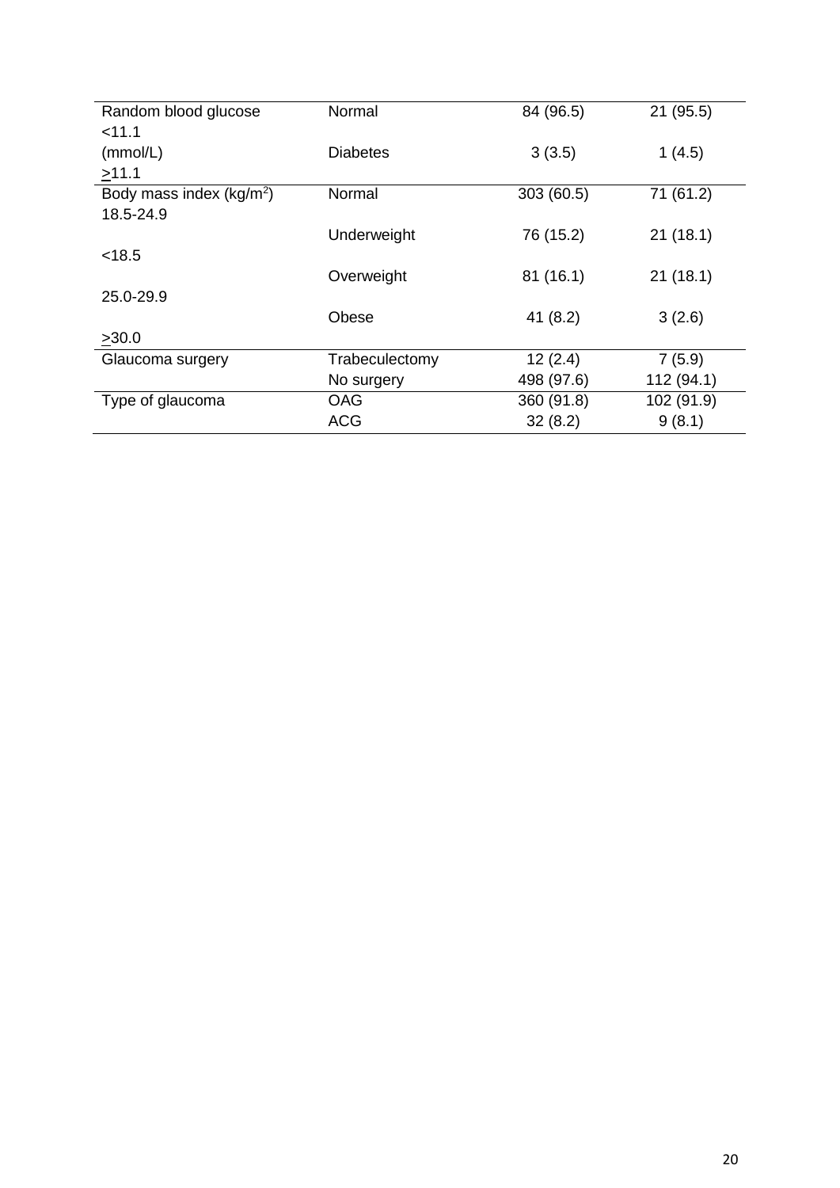| | | | |
|---|---|---|---|
| Random blood glucose (mmol/L) | Normal <11.1 | 84 (96.5) | 21 (95.5) |
| | Diabetes ≥11.1 | 3 (3.5) | 1 (4.5) |
| Body mass index (kg/m$^2$) | Normal 18.5-24.9 | 303 (60.5) | 71 (61.2) |
| | Underweight <18.5 | 76 (15.2) | 21 (18.1) |
| | Overweight 25.0-29.9 | 81 (16.1) | 21 (18.1) |
| | Obese ≥30.0 | 41 (8.2) | 3 (2.6) |
| Glaucoma surgery | Trabeculectomy | 12 (2.4) | 7 (5.9) |
| | No surgery | 498 (97.6) | 112 (94.1) |
| Type of glaucoma | OAG | 360 (91.8) | 102 (91.9) |
| | ACG | 32 (8.2) | 9 (8.1) |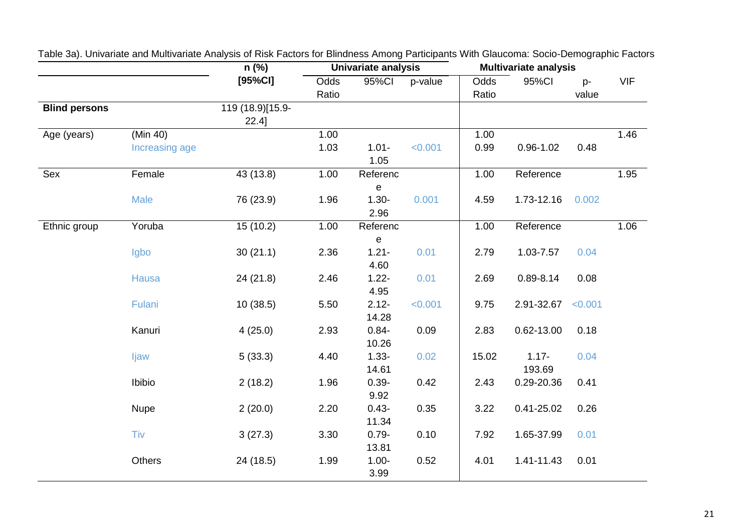Table 3a). Univariate and Multivariate Analysis of Risk Factors for Blindness Among Participants With Glaucoma: Socio-Demographic Factors

| | | n (%) [95%CI] | Univariate analysis | | | Multivariate analysis | | | |
|---|---|---|---|---|---|---|---|---|---|
| | | | Odds Ratio | 95%CI | p-value | Odds Ratio | 95%CI | p-value | VIF |
| **Blind persons** | | 119 (18.9)[15.9-22.4] | | | | | | | |
| Age (years) | (Min 40) | | 1.00 | | | 1.00 | | | 1.46 |
| | Increasing age | | 1.03 | 1.01-1.05 | <0.001 | 0.99 | 0.96-1.02 | 0.48 | |
| Sex | Female | 43 (13.8) | 1.00 | Reference | | 1.00 | Reference | | 1.95 |
| | Male | 76 (23.9) | 1.96 | 1.30-2.96 | 0.001 | 4.59 | 1.73-12.16 | 0.002 | |
| Ethnic group | Yoruba | 15 (10.2) | 1.00 | Reference | | 1.00 | Reference | | 1.06 |
| | Igbo | 30 (21.1) | 2.36 | 1.21-4.60 | 0.01 | 2.79 | 1.03-7.57 | 0.04 | |
| | Hausa | 24 (21.8) | 2.46 | 1.22-4.95 | 0.01 | 2.69 | 0.89-8.14 | 0.08 | |
| | Fulani | 10 (38.5) | 5.50 | 2.12-14.28 | <0.001 | 9.75 | 2.91-32.67 | <0.001 | |
| | Kanuri | 4 (25.0) | 2.93 | 0.84-10.26 | 0.09 | 2.83 | 0.62-13.00 | 0.18 | |
| | Ijaw | 5 (33.3) | 4.40 | 1.33-14.61 | 0.02 | 15.02 | 1.17-193.69 | 0.04 | |
| | Ibibio | 2 (18.2) | 1.96 | 0.39-9.92 | 0.42 | 2.43 | 0.29-20.36 | 0.41 | |
| | Nupe | 2 (20.0) | 2.20 | 0.43-11.34 | 0.35 | 3.22 | 0.41-25.02 | 0.26 | |
| | Tiv | 3 (27.3) | 3.30 | 0.79-13.81 | 0.10 | 7.92 | 1.65-37.99 | 0.01 | |
| | Others | 24 (18.5) | 1.99 | 1.00-3.99 | 0.52 | 4.01 | 1.41-11.43 | 0.01 | |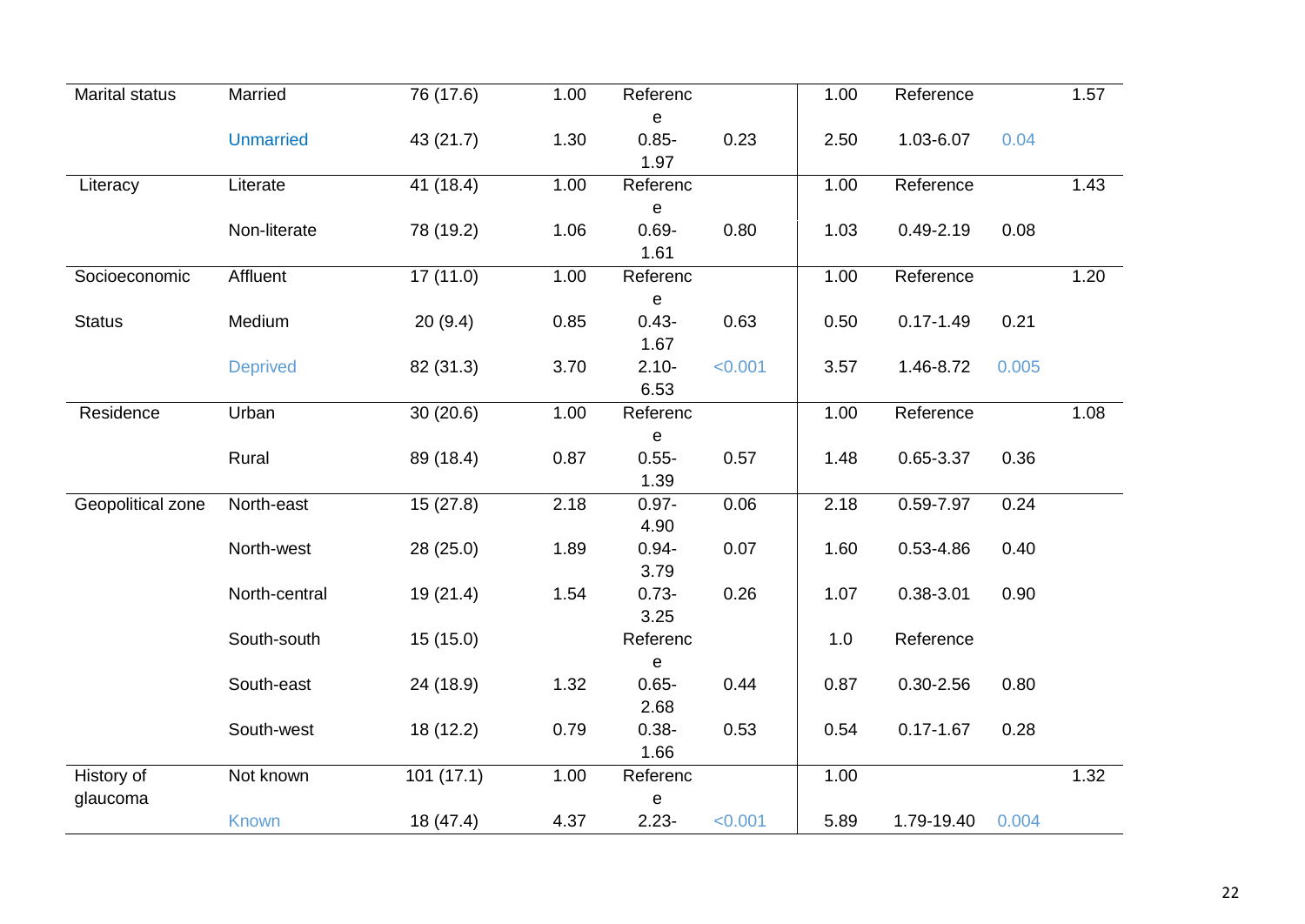| Marital status | Married | 76 (17.6) | 1.00 | Reference | | 1.00 | Reference | | 1.57 |
|---|---|---|---|---|---|---|---|---|---|
| | Unmarried | 43 (21.7) | 1.30 | 0.85-1.97 | 0.23 | 2.50 | 1.03-6.07 | 0.04 | |
| Literacy | Literate | 41 (18.4) | 1.00 | Reference | | 1.00 | Reference | | 1.43 |
| | Non-literate | 78 (19.2) | 1.06 | 0.69-1.61 | 0.80 | 1.03 | 0.49-2.19 | 0.08 | |
| Socioeconomic Status | Affluent | 17 (11.0) | 1.00 | Reference | | 1.00 | Reference | | 1.20 |
| | Medium | 20 (9.4) | 0.85 | 0.43-1.67 | 0.63 | 0.50 | 0.17-1.49 | 0.21 | |
| | Deprived | 82 (31.3) | 3.70 | 2.10-6.53 | <0.001 | 3.57 | 1.46-8.72 | 0.005 | |
| Residence | Urban | 30 (20.6) | 1.00 | Reference | | 1.00 | Reference | | 1.08 |
| | Rural | 89 (18.4) | 0.87 | 0.55-1.39 | 0.57 | 1.48 | 0.65-3.37 | 0.36 | |
| Geopolitical zone | North-east | 15 (27.8) | 2.18 | 0.97-4.90 | 0.06 | 2.18 | 0.59-7.97 | 0.24 | |
| | North-west | 28 (25.0) | 1.89 | 0.94-3.79 | 0.07 | 1.60 | 0.53-4.86 | 0.40 | |
| | North-central | 19 (21.4) | 1.54 | 0.73-3.25 | 0.26 | 1.07 | 0.38-3.01 | 0.90 | |
| | South-south | 15 (15.0) | | Reference | | 1.0 | Reference | | |
| | South-east | 24 (18.9) | 1.32 | 0.65-2.68 | 0.44 | 0.87 | 0.30-2.56 | 0.80 | |
| | South-west | 18 (12.2) | 0.79 | 0.38-1.66 | 0.53 | 0.54 | 0.17-1.67 | 0.28 | |
| History of glaucoma | Not known | 101 (17.1) | 1.00 | Reference | | 1.00 | | | 1.32 |
| | Known | 18 (47.4) | 4.37 | 2.23- | <0.001 | 5.89 | 1.79-19.40 | 0.004 | |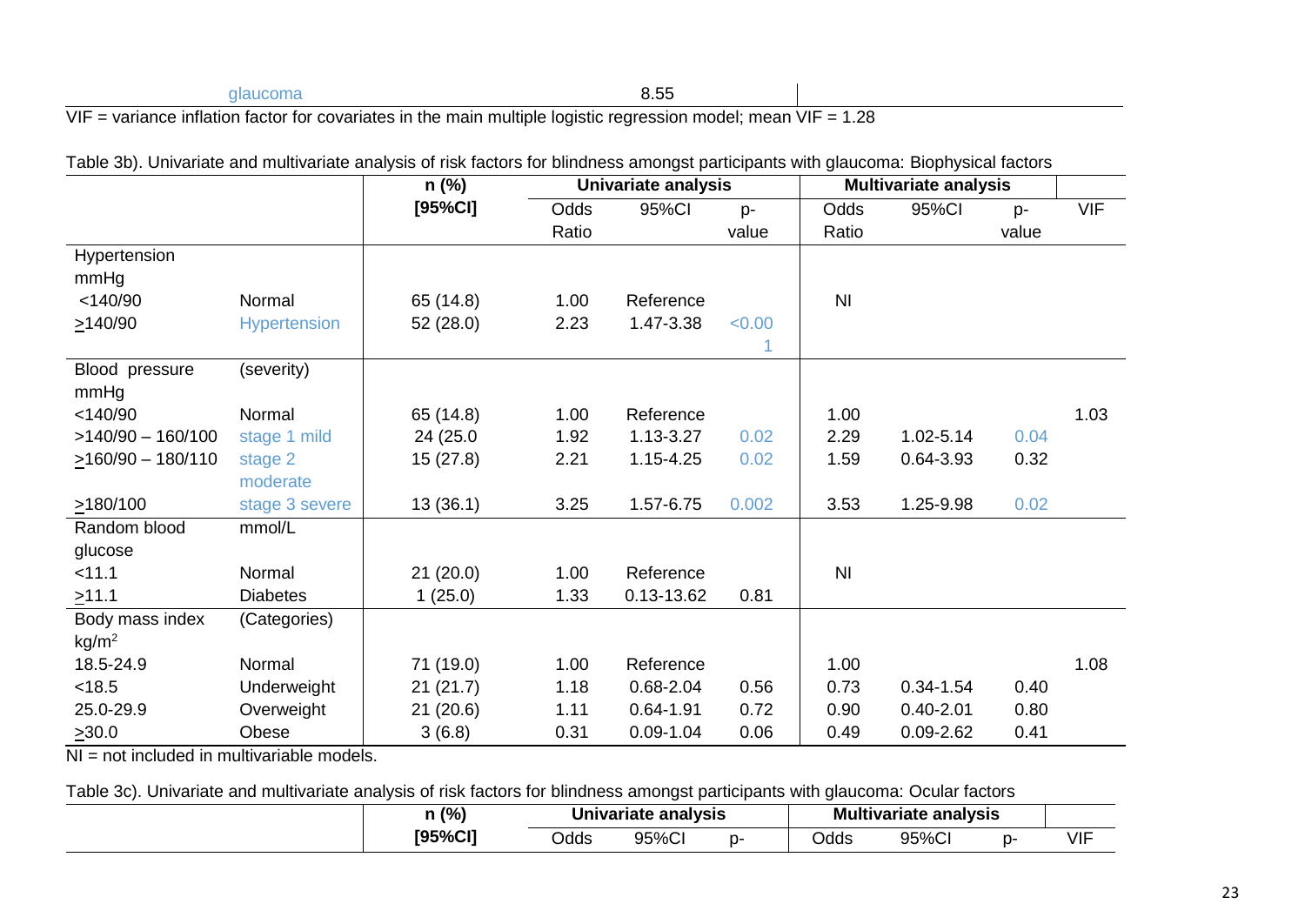| glaucoma | 8.55 |
|---|---|

VIF = variance inflation factor for covariates in the main multiple logistic regression model; mean VIF = 1.28

Table 3b). Univariate and multivariate analysis of risk factors for blindness amongst participants with glaucoma: Biophysical factors

| | | n (%) [95%CI] | Univariate analysis | | | Multivariate analysis | | | |
|---|---|---|---|---|---|---|---|---|---|
| | | | Odds Ratio | 95%CI | p-value | Odds Ratio | 95%CI | p-value | VIF |
| Hypertension mmHg | | | | | | | | | |
| <140/90 | Normal | 65 (14.8) | 1.00 | Reference | | NI | | | |
| ≥140/90 | Hypertension | 52 (28.0) | 2.23 | 1.47-3.38 | <0.001 | | | | |
| Blood pressure mmHg | (severity) | | | | | | | | |
| <140/90 | Normal | 65 (14.8) | 1.00 | Reference | | 1.00 | | | 1.03 |
| >140/90 – 160/100 | stage 1 mild | 24 (25.0 | 1.92 | 1.13-3.27 | 0.02 | 2.29 | 1.02-5.14 | 0.04 | |
| ≥160/90 – 180/110 | stage 2 moderate | 15 (27.8) | 2.21 | 1.15-4.25 | 0.02 | 1.59 | 0.64-3.93 | 0.32 | |
| ≥180/100 | stage 3 severe | 13 (36.1) | 3.25 | 1.57-6.75 | 0.002 | 3.53 | 1.25-9.98 | 0.02 | |
| Random blood glucose | mmol/L | | | | | | | | |
| <11.1 | Normal | 21 (20.0) | 1.00 | Reference | | NI | | | |
| ≥11.1 | Diabetes | 1 (25.0) | 1.33 | 0.13-13.62 | 0.81 | | | | |
| Body mass index kg/m$^2$ | (Categories) | | | | | | | | |
| 18.5-24.9 | Normal | 71 (19.0) | 1.00 | Reference | | 1.00 | | | 1.08 |
| <18.5 | Underweight | 21 (21.7) | 1.18 | 0.68-2.04 | 0.56 | 0.73 | 0.34-1.54 | 0.40 | |
| 25.0-29.9 | Overweight | 21 (20.6) | 1.11 | 0.64-1.91 | 0.72 | 0.90 | 0.40-2.01 | 0.80 | |
| ≥30.0 | Obese | 3 (6.8) | 0.31 | 0.09-1.04 | 0.06 | 0.49 | 0.09-2.62 | 0.41 | |

NI = not included in multivariable models.

Table 3c). Univariate and multivariate analysis of risk factors for blindness amongst participants with glaucoma: Ocular factors

| | n (%) [95%CI] | Univariate analysis | | | Multivariate analysis | | | |
|---|---|---|---|---|---|---|---|---|
| | | Odds | 95%CI | p- | Odds | 95%CI | p- | VIF |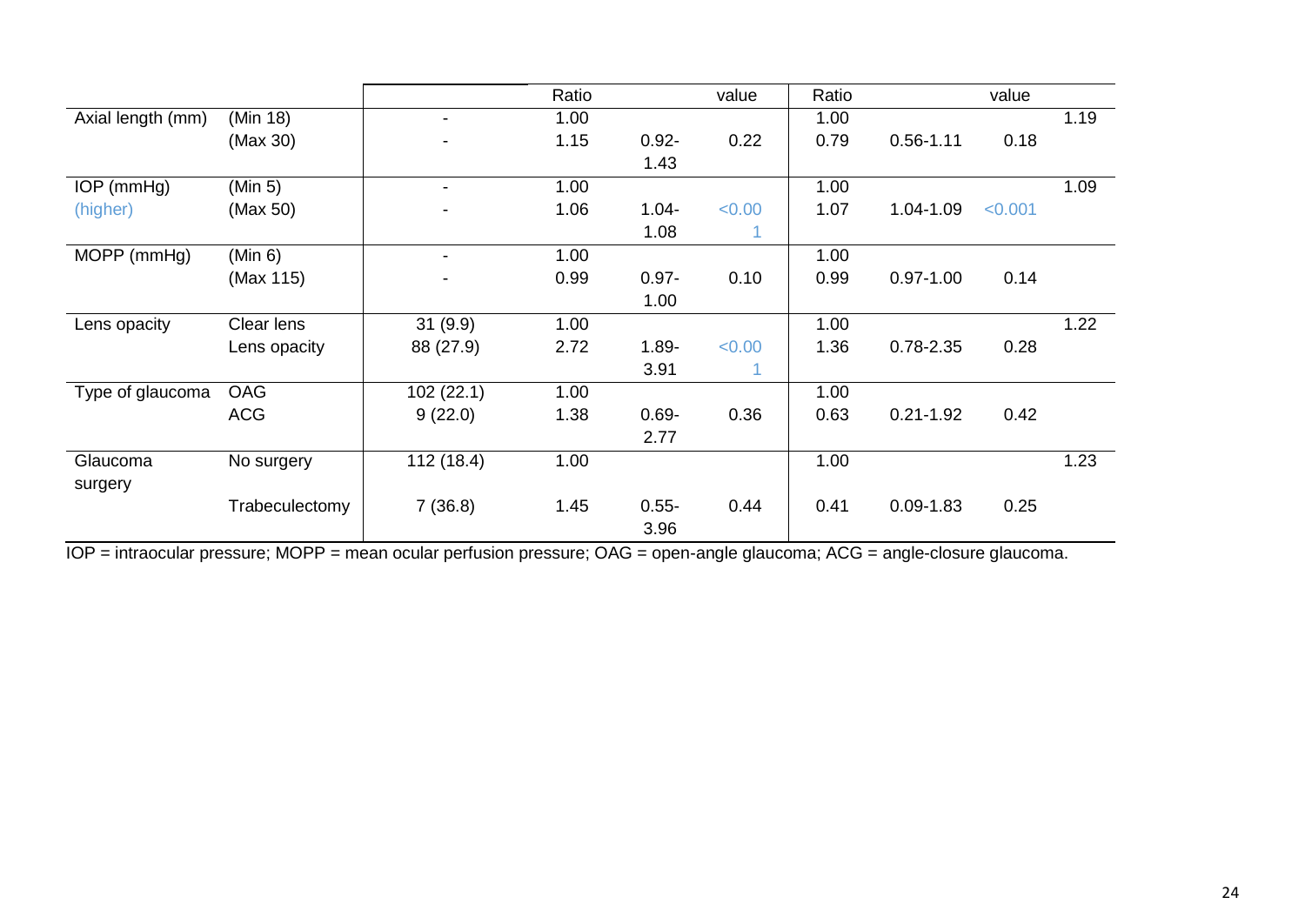| | | | Ratio | | value | Ratio | | value | |
|---|---|---|---|---|---|---|---|---|---|
| Axial length (mm) | (Min 18) | - | 1.00 | | | 1.00 | | | 1.19 |
| | (Max 30) | - | 1.15 | 0.92-1.43 | 0.22 | 0.79 | 0.56-1.11 | 0.18 | |
| IOP (mmHg) | (Min 5) | - | 1.00 | | | 1.00 | | | 1.09 |
| (higher) | (Max 50) | - | 1.06 | 1.04-1.08 | <0.001 | 1.07 | 1.04-1.09 | <0.001 | |
| MOPP (mmHg) | (Min 6) | - | 1.00 | | | 1.00 | | | |
| | (Max 115) | - | 0.99 | 0.97-1.00 | 0.10 | 0.99 | 0.97-1.00 | 0.14 | |
| Lens opacity | Clear lens | 31 (9.9) | 1.00 | | | 1.00 | | | 1.22 |
| | Lens opacity | 88 (27.9) | 2.72 | 1.89-3.91 | <0.001 | 1.36 | 0.78-2.35 | 0.28 | |
| Type of glaucoma | OAG | 102 (22.1) | 1.00 | | | 1.00 | | | |
| | ACG | 9 (22.0) | 1.38 | 0.69-2.77 | 0.36 | 0.63 | 0.21-1.92 | 0.42 | |
| Glaucoma surgery | No surgery | 112 (18.4) | 1.00 | | | 1.00 | | | 1.23 |
| | Trabeculectomy | 7 (36.8) | 1.45 | 0.55-3.96 | 0.44 | 0.41 | 0.09-1.83 | 0.25 | |

IOP = intraocular pressure; MOPP = mean ocular perfusion pressure; OAG = open-angle glaucoma; ACG = angle-closure glaucoma.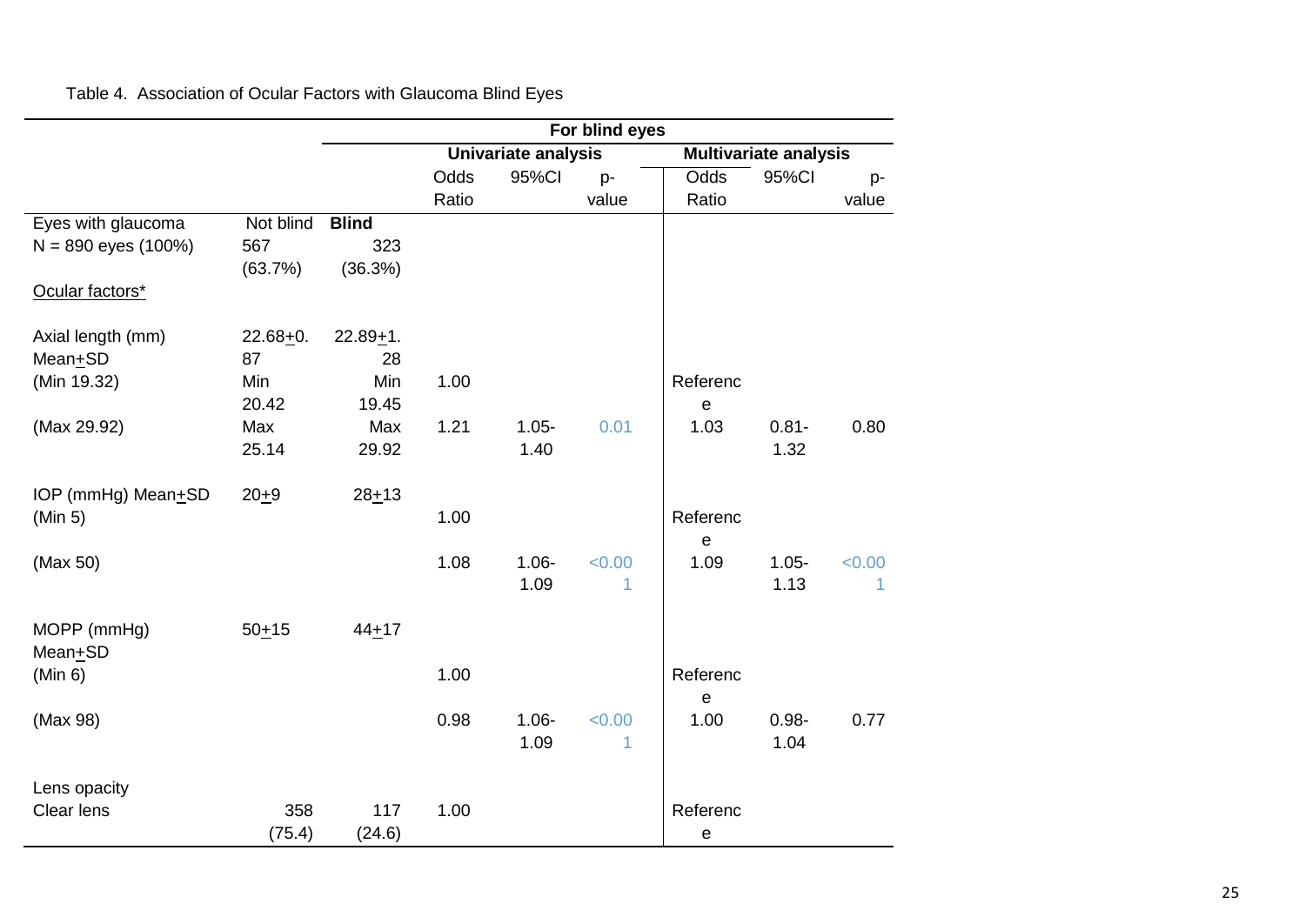Table 4. Association of Ocular Factors with Glaucoma Blind Eyes

| | | | For blind eyes | | | | | |
|---|---|---|---|---|---|---|---|---|
| | | | Univariate analysis | | | Multivariate analysis | | |
| | | | Odds Ratio | 95%CI | p-value | Odds Ratio | 95%CI | p-value |
| Eyes with glaucoma | Not blind | **Blind** | | | | | | |
| N = 890 eyes (100%) | 567 (63.7%) | 323 (36.3%) | | | | | | |
| Ocular factors* | | | | | | | | |
| Axial length (mm) Mean±SD | 22.68±0.87 | 22.89±1.28 | | | | | | |
| (Min 19.32) | Min 20.42 | Min 19.45 | 1.00 | | | Reference | | |
| (Max 29.92) | Max 25.14 | Max 29.92 | 1.21 | 1.05-1.40 | 0.01 | 1.03 | 0.81-1.32 | 0.80 |
| IOP (mmHg) Mean±SD | 20±9 | 28±13 | | | | | | |
| (Min 5) | | | 1.00 | | | Reference | | |
| (Max 50) | | | 1.08 | 1.06-1.09 | <0.001 | 1.09 | 1.05-1.13 | <0.001 |
| MOPP (mmHg) Mean±SD | 50±15 | 44±17 | | | | | | |
| (Min 6) | | | 1.00 | | | Reference | | |
| (Max 98) | | | 0.98 | 1.06-1.09 | <0.001 | 1.00 | 0.98-1.04 | 0.77 |
| Lens opacity | | | | | | | | |
| Clear lens | 358 (75.4) | 117 (24.6) | 1.00 | | | Reference | | |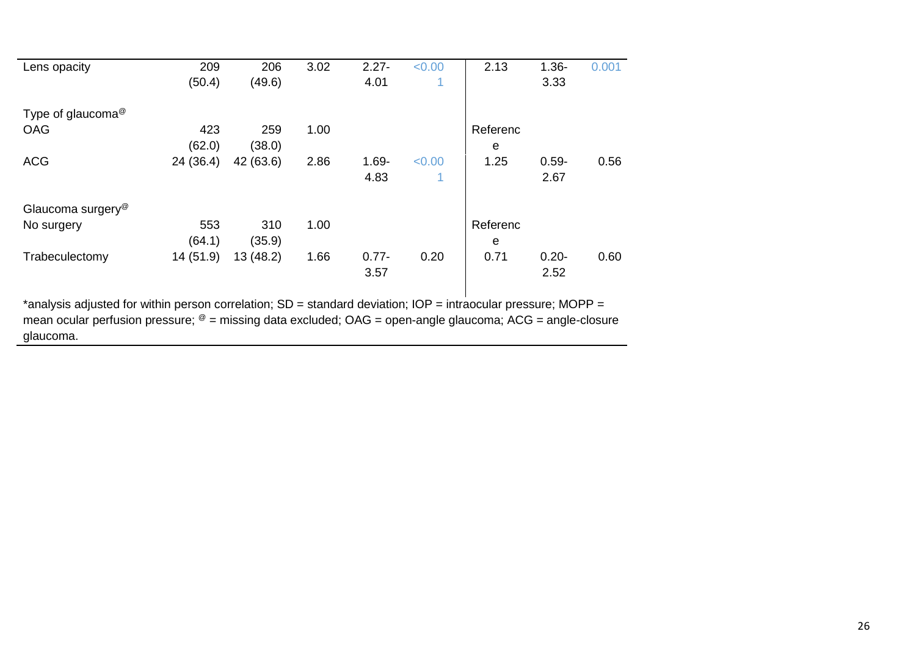| | | | | | | | | |
|---|---|---|---|---|---|---|---|---|
| Lens opacity | 209 (50.4) | 206 (49.6) | 3.02 | 2.27-4.01 | <0.001 | 2.13 | 1.36-3.33 | 0.001 |
| | | | | | | | | |
| Type of glaucoma@ | | | | | | | | |
| OAG | 423 (62.0) | 259 (38.0) | 1.00 | | | Reference | | |
| ACG | 24 (36.4) | 42 (63.6) | 2.86 | 1.69-4.83 | <0.001 | 1.25 | 0.59-2.67 | 0.56 |
| | | | | | | | | |
| Glaucoma surgery@ | | | | | | | | |
| No surgery | 553 (64.1) | 310 (35.9) | 1.00 | | | Reference | | |
| Trabeculectomy | 14 (51.9) | 13 (48.2) | 1.66 | 0.77-3.57 | 0.20 | 0.71 | 0.20-2.52 | 0.60 |

*analysis adjusted for within person correlation; SD = standard deviation; IOP = intraocular pressure; MOPP = mean ocular perfusion pressure; @ = missing data excluded; OAG = open-angle glaucoma; ACG = angle-closure glaucoma.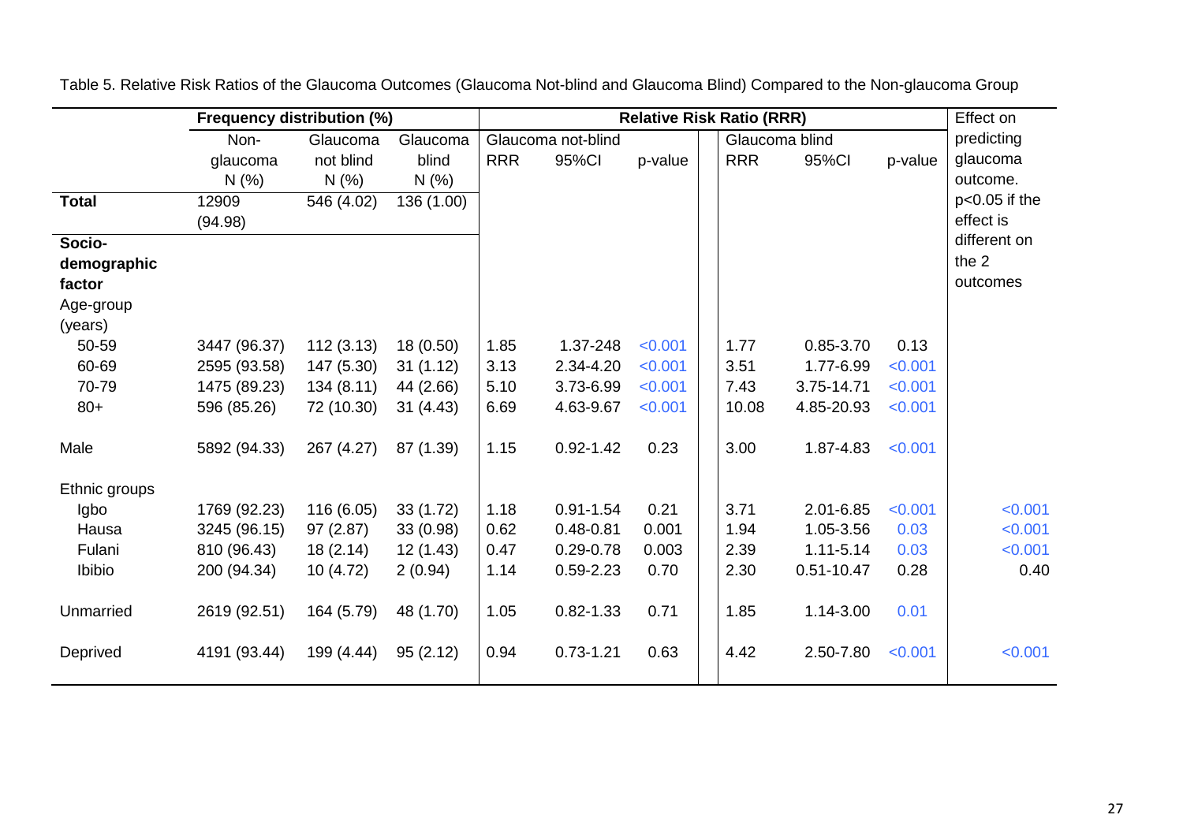Table 5. Relative Risk Ratios of the Glaucoma Outcomes (Glaucoma Not-blind and Glaucoma Blind) Compared to the Non-glaucoma Group

| | **Frequency distribution (%)** | | | **Relative Risk Ratio (RRR)** | | | | | | Effect on predicting glaucoma outcome. p<0.05 if the effect is different on the 2 outcomes |
|---|---|---|---|---|---|---|---|---|---|---|
| | Non-glaucoma N (%) | Glaucoma not blind N (%) | Glaucoma blind N (%) | Glaucoma not-blind RRR | 95%CI | p-value | Glaucoma blind RRR | 95%CI | p-value | |
| **Total** | 12909 (94.98) | 546 (4.02) | 136 (1.00) | | | | | | | |
| **Socio-demographic factor** | | | | | | | | | | |
| Age-group (years) | | | | | | | | | | |
| 50-59 | 3447 (96.37) | 112 (3.13) | 18 (0.50) | 1.85 | 1.37-248 | <0.001 | 1.77 | 0.85-3.70 | 0.13 | |
| 60-69 | 2595 (93.58) | 147 (5.30) | 31 (1.12) | 3.13 | 2.34-4.20 | <0.001 | 3.51 | 1.77-6.99 | <0.001 | |
| 70-79 | 1475 (89.23) | 134 (8.11) | 44 (2.66) | 5.10 | 3.73-6.99 | <0.001 | 7.43 | 3.75-14.71 | <0.001 | |
| 80+ | 596 (85.26) | 72 (10.30) | 31 (4.43) | 6.69 | 4.63-9.67 | <0.001 | 10.08 | 4.85-20.93 | <0.001 | |
| Male | 5892 (94.33) | 267 (4.27) | 87 (1.39) | 1.15 | 0.92-1.42 | 0.23 | 3.00 | 1.87-4.83 | <0.001 | |
| Ethnic groups | | | | | | | | | | |
| Igbo | 1769 (92.23) | 116 (6.05) | 33 (1.72) | 1.18 | 0.91-1.54 | 0.21 | 3.71 | 2.01-6.85 | <0.001 | <0.001 |
| Hausa | 3245 (96.15) | 97 (2.87) | 33 (0.98) | 0.62 | 0.48-0.81 | 0.001 | 1.94 | 1.05-3.56 | 0.03 | <0.001 |
| Fulani | 810 (96.43) | 18 (2.14) | 12 (1.43) | 0.47 | 0.29-0.78 | 0.003 | 2.39 | 1.11-5.14 | 0.03 | <0.001 |
| Ibibio | 200 (94.34) | 10 (4.72) | 2 (0.94) | 1.14 | 0.59-2.23 | 0.70 | 2.30 | 0.51-10.47 | 0.28 | 0.40 |
| Unmarried | 2619 (92.51) | 164 (5.79) | 48 (1.70) | 1.05 | 0.82-1.33 | 0.71 | 1.85 | 1.14-3.00 | 0.01 | |
| Deprived | 4191 (93.44) | 199 (4.44) | 95 (2.12) | 0.94 | 0.73-1.21 | 0.63 | 4.42 | 2.50-7.80 | <0.001 | <0.001 |